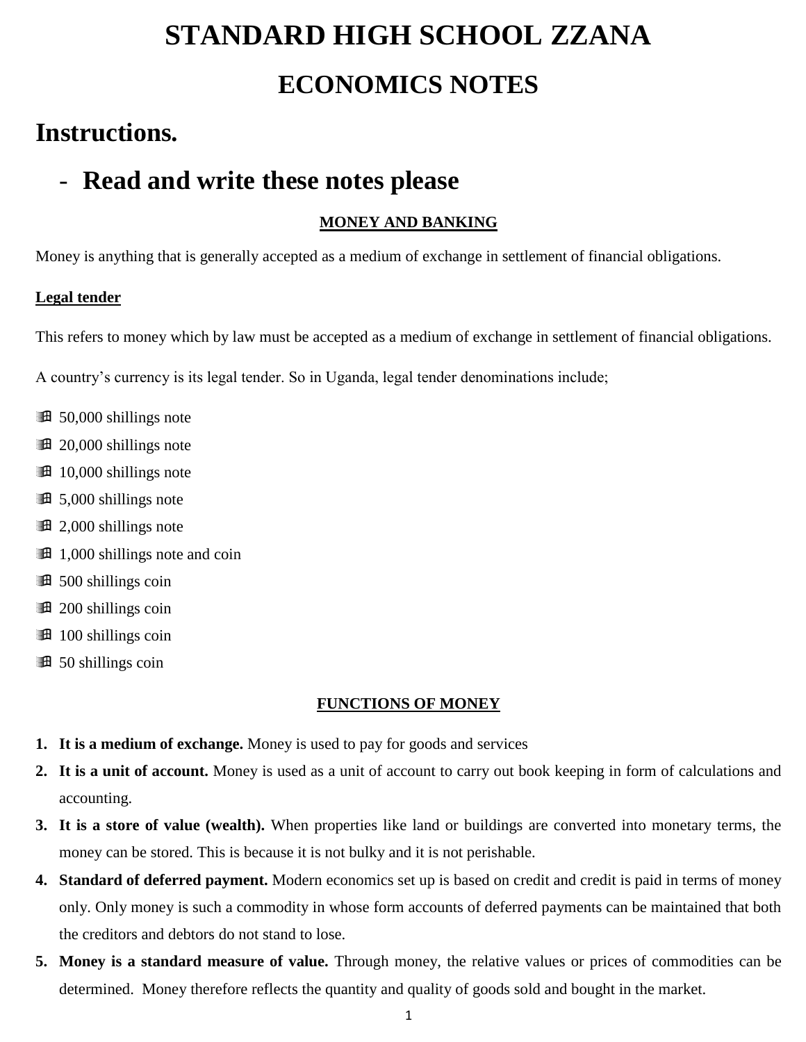# STANDARD HIGH SCHOOL ZZANA

## ECONOMICS NOTES

## Instructions.

- **Read and write these notes please**

### MONEY AND BANKING

Money is anything that is generally accepted as a medium of exchange in settlement of financial obligations.

**Legal tender**

This refers to money which by law must be accepted as a medium of exchange in settlement of financial obligations.

A country's currency is its legal tender. So in Uganda, legal tender denominations include;

- 50,000 shillings note
- 20,000 shillings note
- 10,000 shillings note
- 5,000 shillings note
- 2,000 shillings note
- 1,000 shillings note and coin
- 500 shillings coin
- 200 shillings coin
- 100 shillings coin
- 50 shillings coin

### FUNCTIONS OF MONEY

1. **It is a medium of exchange.** Money is used to pay for goods and services
2. **It is a unit of account.** Money is used as a unit of account to carry out book keeping in form of calculations and accounting.
3. **It is a store of value (wealth).** When properties like land or buildings are converted into monetary terms, the money can be stored. This is because it is not bulky and it is not perishable.
4. **Standard of deferred payment.** Modern economics set up is based on credit and credit is paid in terms of money only. Only money is such a commodity in whose form accounts of deferred payments can be maintained that both the creditors and debtors do not stand to lose.
5. **Money is a standard measure of value.** Through money, the relative values or prices of commodities can be determined. Money therefore reflects the quantity and quality of goods sold and bought in the market.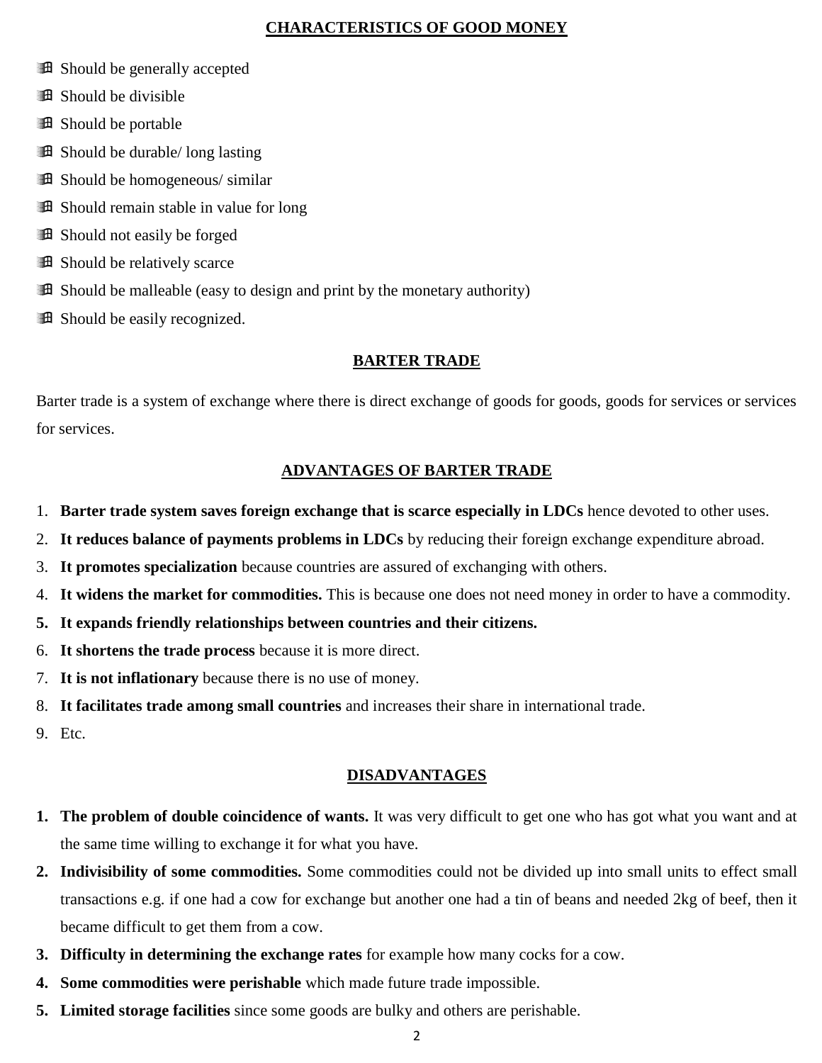## CHARACTERISTICS OF GOOD MONEY

- Should be generally accepted
- Should be divisible
- Should be portable
- Should be durable/ long lasting
- Should be homogeneous/ similar
- Should remain stable in value for long
- Should not easily be forged
- Should be relatively scarce
- Should be malleable (easy to design and print by the monetary authority)
- Should be easily recognized.

## BARTER TRADE

Barter trade is a system of exchange where there is direct exchange of goods for goods, goods for services or services for services.

## ADVANTAGES OF BARTER TRADE

1. **Barter trade system saves foreign exchange that is scarce especially in LDCs** hence devoted to other uses.
2. **It reduces balance of payments problems in LDCs** by reducing their foreign exchange expenditure abroad.
3. **It promotes specialization** because countries are assured of exchanging with others.
4. **It widens the market for commodities.** This is because one does not need money in order to have a commodity.
5. **It expands friendly relationships between countries and their citizens.**
6. **It shortens the trade process** because it is more direct.
7. **It is not inflationary** because there is no use of money.
8. **It facilitates trade among small countries** and increases their share in international trade.
9. Etc.

## DISADVANTAGES

1. **The problem of double coincidence of wants.** It was very difficult to get one who has got what you want and at the same time willing to exchange it for what you have.
2. **Indivisibility of some commodities.** Some commodities could not be divided up into small units to effect small transactions e.g. if one had a cow for exchange but another one had a tin of beans and needed 2kg of beef, then it became difficult to get them from a cow.
3. **Difficulty in determining the exchange rates** for example how many cocks for a cow.
4. **Some commodities were perishable** which made future trade impossible.
5. **Limited storage facilities** since some goods are bulky and others are perishable.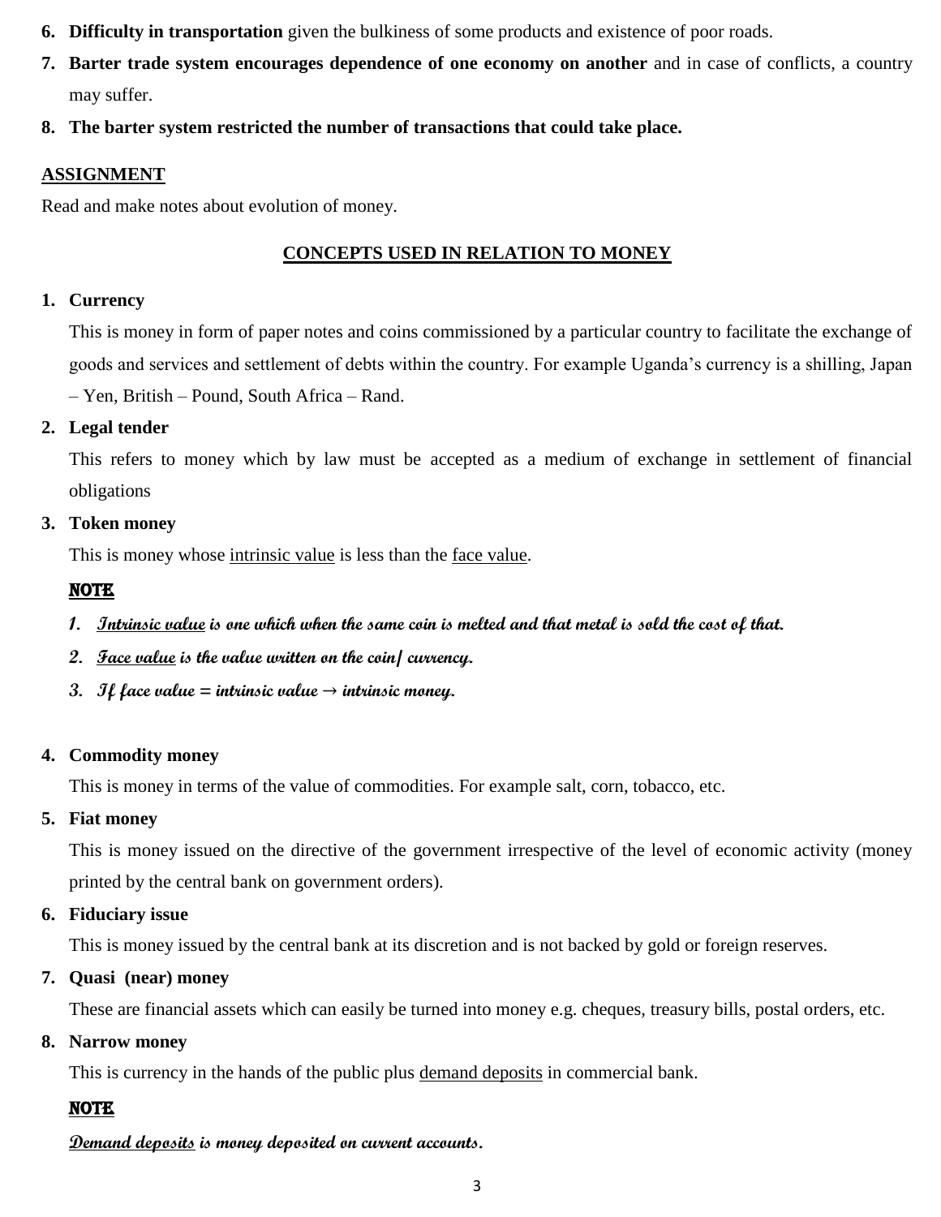6. **Difficulty in transportation** given the bulkiness of some products and existence of poor roads.
7. **Barter trade system encourages dependence of one economy on another** and in case of conflicts, a country may suffer.
8. **The barter system restricted the number of transactions that could take place.**

**ASSIGNMENT**

Read and make notes about evolution of money.

## CONCEPTS USED IN RELATION TO MONEY

1. **Currency**

   This is money in form of paper notes and coins commissioned by a particular country to facilitate the exchange of goods and services and settlement of debts within the country. For example Uganda's currency is a shilling, Japan – Yen, British – Pound, South Africa – Rand.

2. **Legal tender**

   This refers to money which by law must be accepted as a medium of exchange in settlement of financial obligations

3. **Token money**

   This is money whose intrinsic value is less than the face value.

   **NOTE**

   1. ***Intrinsic value** is one which when the same coin is melted and that metal is sold the cost of that.*
   2. ***Face value** is the value written on the coin/ currency.*
   3. *If face value = intrinsic value → intrinsic money.*

4. **Commodity money**

   This is money in terms of the value of commodities. For example salt, corn, tobacco, etc.

5. **Fiat money**

   This is money issued on the directive of the government irrespective of the level of economic activity (money printed by the central bank on government orders).

6. **Fiduciary issue**

   This is money issued by the central bank at its discretion and is not backed by gold or foreign reserves.

7. **Quasi (near) money**

   These are financial assets which can easily be turned into money e.g. cheques, treasury bills, postal orders, etc.

8. **Narrow money**

   This is currency in the hands of the public plus demand deposits in commercial bank.

   **NOTE**

   ***Demand deposits** is money deposited on current accounts.*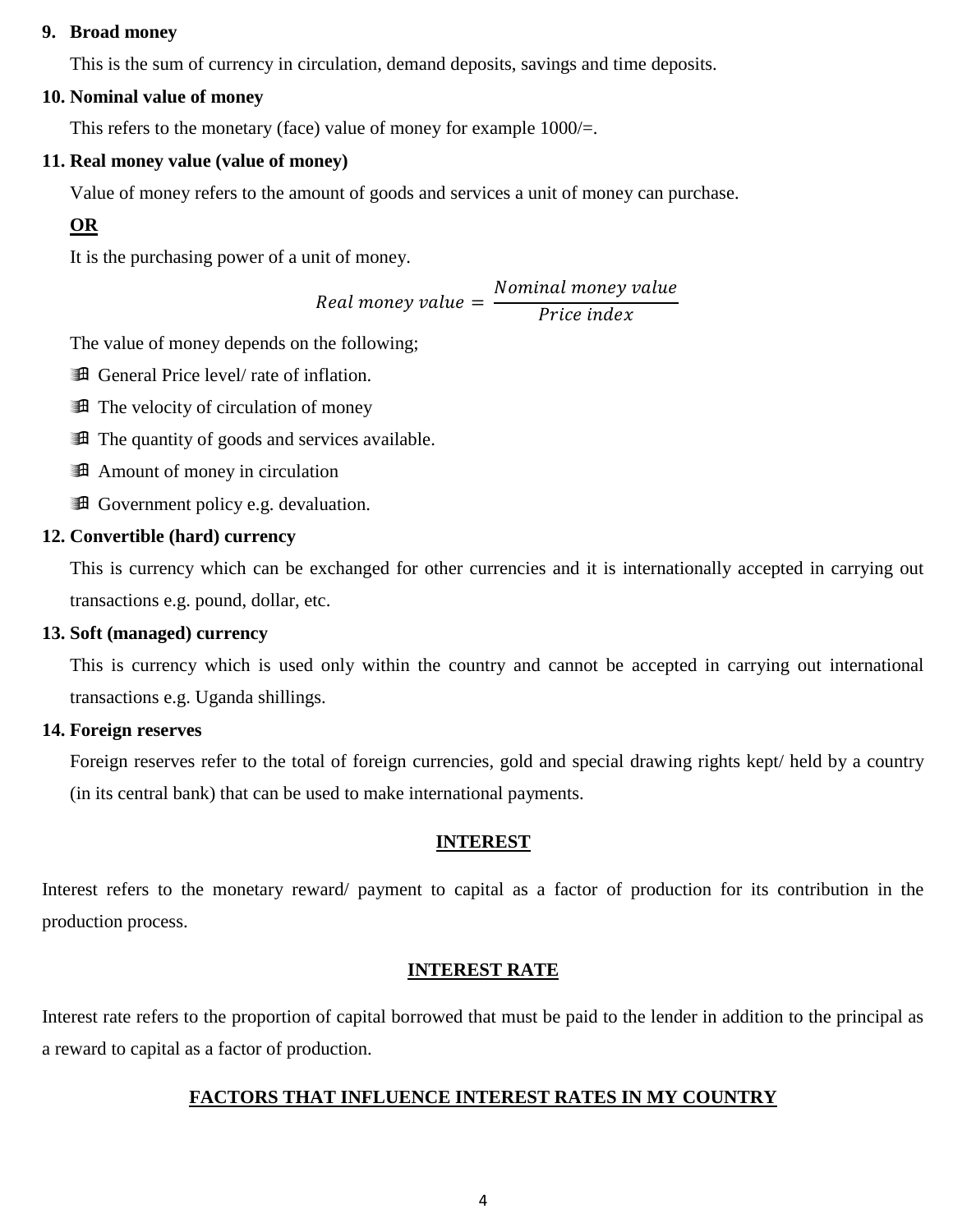**9. Broad money**

This is the sum of currency in circulation, demand deposits, savings and time deposits.

**10. Nominal value of money**

This refers to the monetary (face) value of money for example 1000/=.

**11. Real money value (value of money)**

Value of money refers to the amount of goods and services a unit of money can purchase.

**OR**

It is the purchasing power of a unit of money.

$$Real\ money\ value = \frac{Nominal\ money\ value}{Price\ index}$$

The value of money depends on the following;

- General Price level/ rate of inflation.
- The velocity of circulation of money
- The quantity of goods and services available.
- Amount of money in circulation
- Government policy e.g. devaluation.

**12. Convertible (hard) currency**

This is currency which can be exchanged for other currencies and it is internationally accepted in carrying out transactions e.g. pound, dollar, etc.

**13. Soft (managed) currency**

This is currency which is used only within the country and cannot be accepted in carrying out international transactions e.g. Uganda shillings.

**14. Foreign reserves**

Foreign reserves refer to the total of foreign currencies, gold and special drawing rights kept/ held by a country (in its central bank) that can be used to make international payments.

## INTEREST

Interest refers to the monetary reward/ payment to capital as a factor of production for its contribution in the production process.

## INTEREST RATE

Interest rate refers to the proportion of capital borrowed that must be paid to the lender in addition to the principal as a reward to capital as a factor of production.

## FACTORS THAT INFLUENCE INTEREST RATES IN MY COUNTRY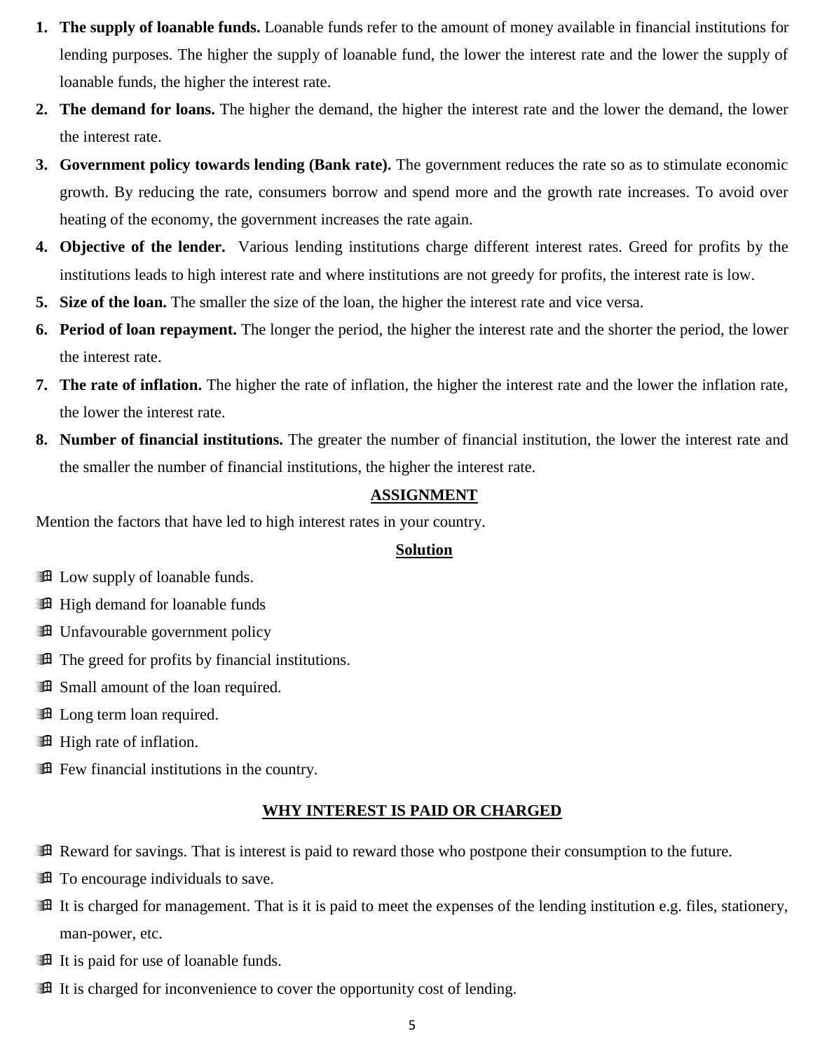1. **The supply of loanable funds.** Loanable funds refer to the amount of money available in financial institutions for lending purposes. The higher the supply of loanable fund, the lower the interest rate and the lower the supply of loanable funds, the higher the interest rate.
2. **The demand for loans.** The higher the demand, the higher the interest rate and the lower the demand, the lower the interest rate.
3. **Government policy towards lending (Bank rate).** The government reduces the rate so as to stimulate economic growth. By reducing the rate, consumers borrow and spend more and the growth rate increases. To avoid over heating of the economy, the government increases the rate again.
4. **Objective of the lender.** Various lending institutions charge different interest rates. Greed for profits by the institutions leads to high interest rate and where institutions are not greedy for profits, the interest rate is low.
5. **Size of the loan.** The smaller the size of the loan, the higher the interest rate and vice versa.
6. **Period of loan repayment.** The longer the period, the higher the interest rate and the shorter the period, the lower the interest rate.
7. **The rate of inflation.** The higher the rate of inflation, the higher the interest rate and the lower the inflation rate, the lower the interest rate.
8. **Number of financial institutions.** The greater the number of financial institution, the lower the interest rate and the smaller the number of financial institutions, the higher the interest rate.

## ASSIGNMENT

Mention the factors that have led to high interest rates in your country.

## Solution

- Low supply of loanable funds.
- High demand for loanable funds
- Unfavourable government policy
- The greed for profits by financial institutions.
- Small amount of the loan required.
- Long term loan required.
- High rate of inflation.
- Few financial institutions in the country.

## WHY INTEREST IS PAID OR CHARGED

- Reward for savings. That is interest is paid to reward those who postpone their consumption to the future.
- To encourage individuals to save.
- It is charged for management. That is it is paid to meet the expenses of the lending institution e.g. files, stationery, man-power, etc.
- It is paid for use of loanable funds.
- It is charged for inconvenience to cover the opportunity cost of lending.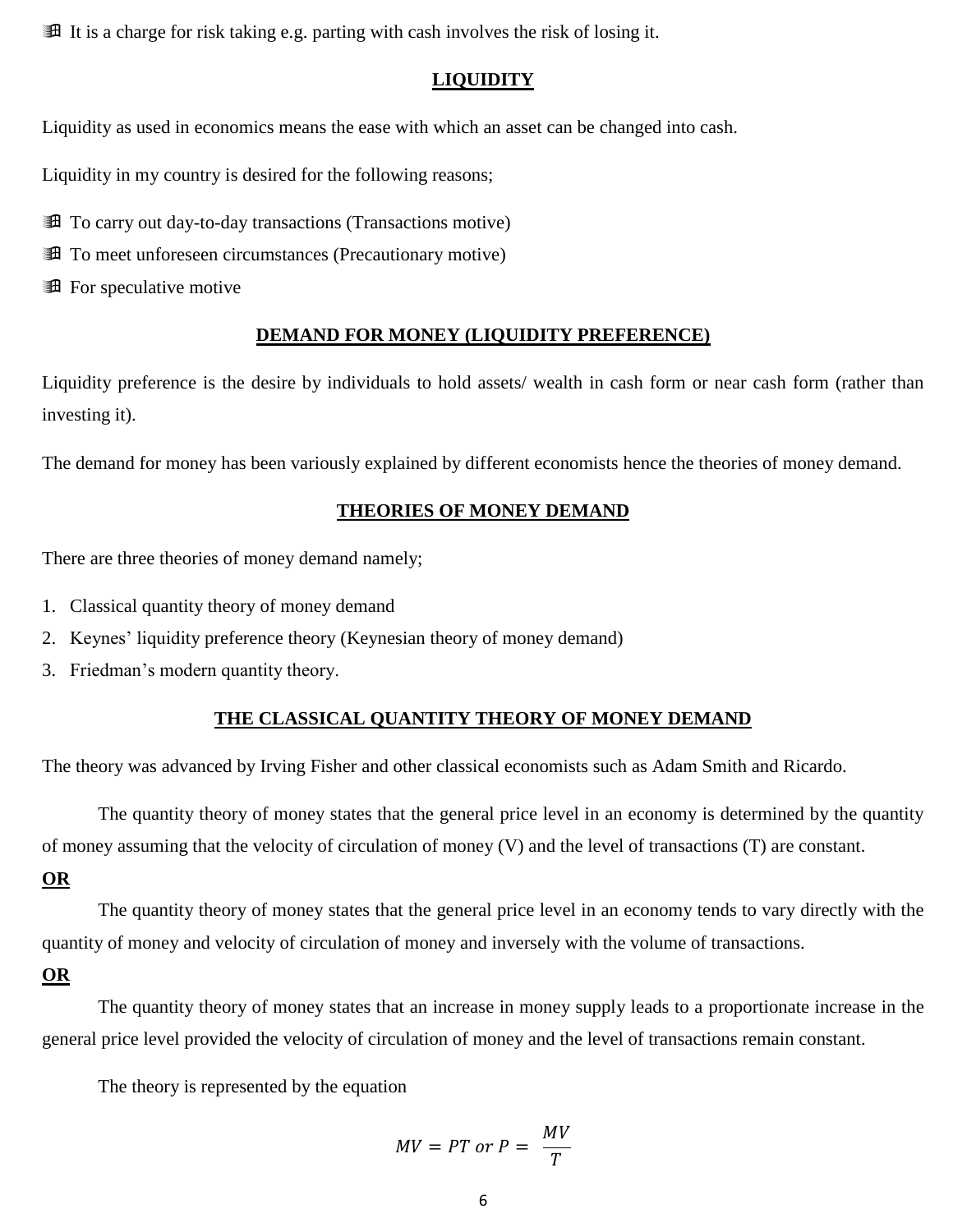- It is a charge for risk taking e.g. parting with cash involves the risk of losing it.

## LIQUIDITY

Liquidity as used in economics means the ease with which an asset can be changed into cash.

Liquidity in my country is desired for the following reasons;

- To carry out day-to-day transactions (Transactions motive)
- To meet unforeseen circumstances (Precautionary motive)
- For speculative motive

## DEMAND FOR MONEY (LIQUIDITY PREFERENCE)

Liquidity preference is the desire by individuals to hold assets/ wealth in cash form or near cash form (rather than investing it).

The demand for money has been variously explained by different economists hence the theories of money demand.

## THEORIES OF MONEY DEMAND

There are three theories of money demand namely;

1. Classical quantity theory of money demand
2. Keynes' liquidity preference theory (Keynesian theory of money demand)
3. Friedman's modern quantity theory.

## THE CLASSICAL QUANTITY THEORY OF MONEY DEMAND

The theory was advanced by Irving Fisher and other classical economists such as Adam Smith and Ricardo.

The quantity theory of money states that the general price level in an economy is determined by the quantity of money assuming that the velocity of circulation of money (V) and the level of transactions (T) are constant.

**OR**

The quantity theory of money states that the general price level in an economy tends to vary directly with the quantity of money and velocity of circulation of money and inversely with the volume of transactions.

**OR**

The quantity theory of money states that an increase in money supply leads to a proportionate increase in the general price level provided the velocity of circulation of money and the level of transactions remain constant.

The theory is represented by the equation

$$MV = PT \text{ or } P = \frac{MV}{T}$$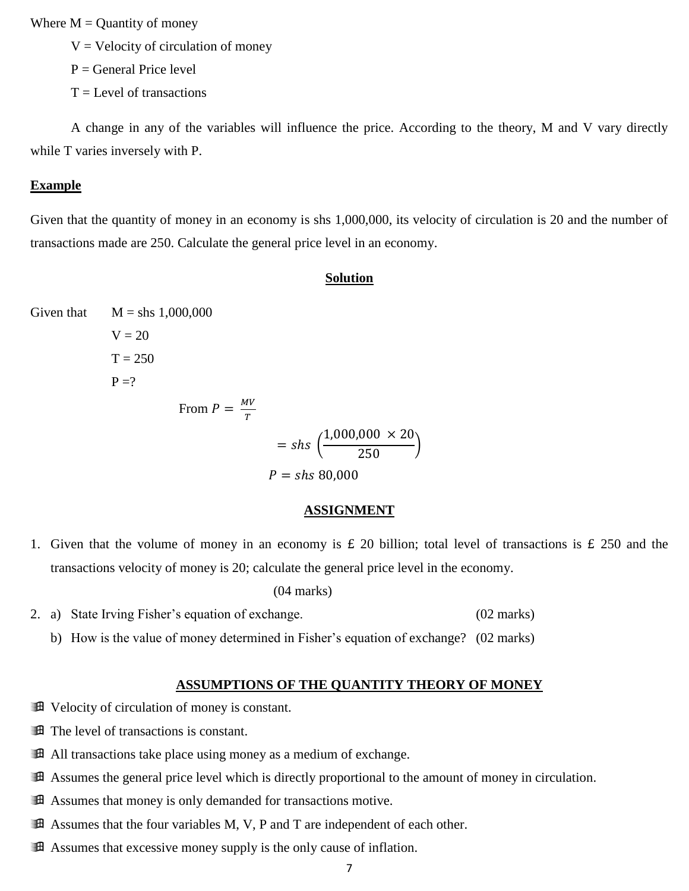Where M = Quantity of money

V = Velocity of circulation of money

P = General Price level

T = Level of transactions

A change in any of the variables will influence the price. According to the theory, M and V vary directly while T varies inversely with P.

**Example**

Given that the quantity of money in an economy is shs 1,000,000, its velocity of circulation is 20 and the number of transactions made are 250. Calculate the general price level in an economy.

**Solution**

Given that M = shs 1,000,000

V = 20

T = 250

P =?

From $P = \frac{MV}{T}$

$$= shs\left(\frac{1{,}000{,}000 \times 20}{250}\right)$$

$$P = shs\ 80{,}000$$

**ASSIGNMENT**

1. Given that the volume of money in an economy is £ 20 billion; total level of transactions is £ 250 and the transactions velocity of money is 20; calculate the general price level in the economy. (04 marks)
2. a) State Irving Fisher's equation of exchange. (02 marks)

   b) How is the value of money determined in Fisher's equation of exchange? (02 marks)

## ASSUMPTIONS OF THE QUANTITY THEORY OF MONEY

- Velocity of circulation of money is constant.
- The level of transactions is constant.
- All transactions take place using money as a medium of exchange.
- Assumes the general price level which is directly proportional to the amount of money in circulation.
- Assumes that money is only demanded for transactions motive.
- Assumes that the four variables M, V, P and T are independent of each other.
- Assumes that excessive money supply is the only cause of inflation.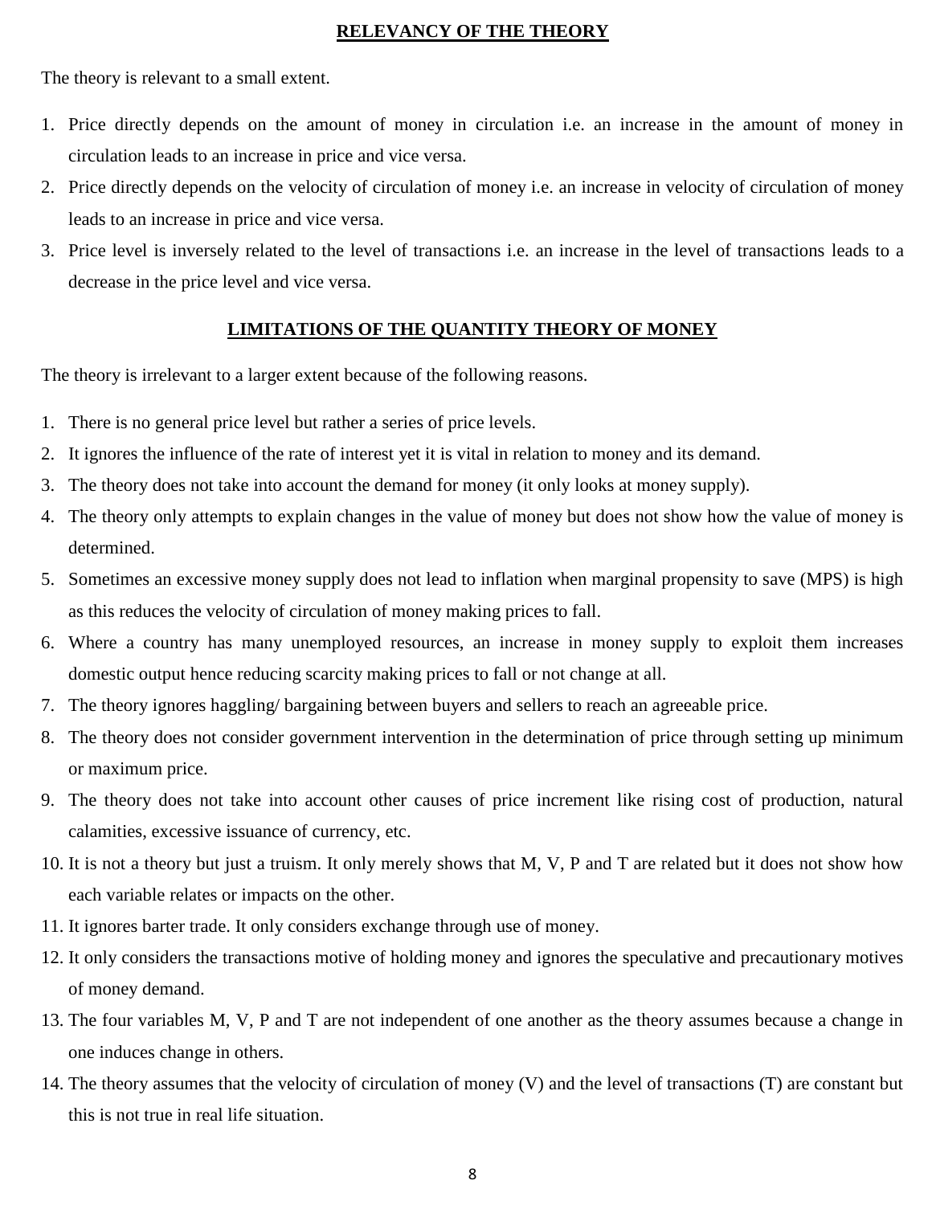## RELEVANCY OF THE THEORY

The theory is relevant to a small extent.

1. Price directly depends on the amount of money in circulation i.e. an increase in the amount of money in circulation leads to an increase in price and vice versa.
2. Price directly depends on the velocity of circulation of money i.e. an increase in velocity of circulation of money leads to an increase in price and vice versa.
3. Price level is inversely related to the level of transactions i.e. an increase in the level of transactions leads to a decrease in the price level and vice versa.

## LIMITATIONS OF THE QUANTITY THEORY OF MONEY

The theory is irrelevant to a larger extent because of the following reasons.

1. There is no general price level but rather a series of price levels.
2. It ignores the influence of the rate of interest yet it is vital in relation to money and its demand.
3. The theory does not take into account the demand for money (it only looks at money supply).
4. The theory only attempts to explain changes in the value of money but does not show how the value of money is determined.
5. Sometimes an excessive money supply does not lead to inflation when marginal propensity to save (MPS) is high as this reduces the velocity of circulation of money making prices to fall.
6. Where a country has many unemployed resources, an increase in money supply to exploit them increases domestic output hence reducing scarcity making prices to fall or not change at all.
7. The theory ignores haggling/ bargaining between buyers and sellers to reach an agreeable price.
8. The theory does not consider government intervention in the determination of price through setting up minimum or maximum price.
9. The theory does not take into account other causes of price increment like rising cost of production, natural calamities, excessive issuance of currency, etc.
10. It is not a theory but just a truism. It only merely shows that M, V, P and T are related but it does not show how each variable relates or impacts on the other.
11. It ignores barter trade. It only considers exchange through use of money.
12. It only considers the transactions motive of holding money and ignores the speculative and precautionary motives of money demand.
13. The four variables M, V, P and T are not independent of one another as the theory assumes because a change in one induces change in others.
14. The theory assumes that the velocity of circulation of money (V) and the level of transactions (T) are constant but this is not true in real life situation.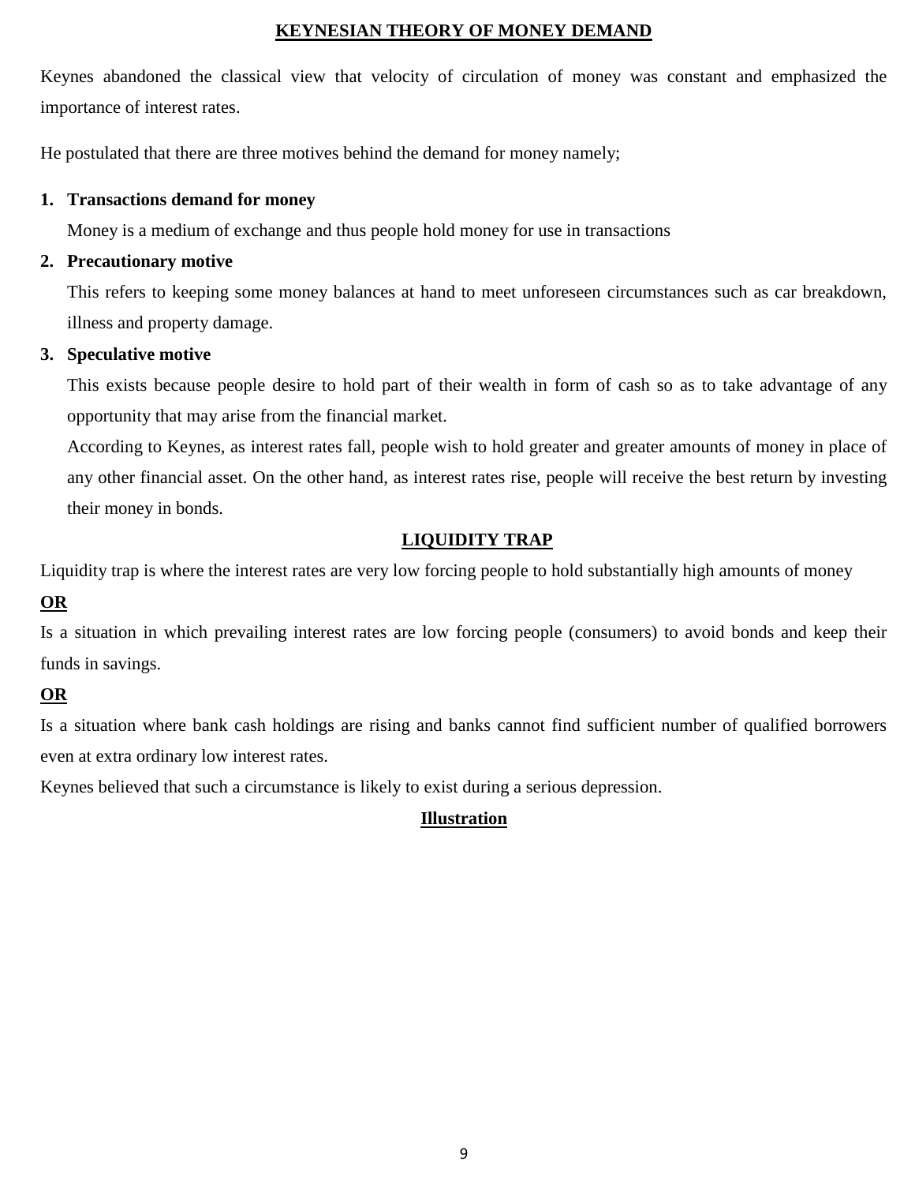## KEYNESIAN THEORY OF MONEY DEMAND

Keynes abandoned the classical view that velocity of circulation of money was constant and emphasized the importance of interest rates.

He postulated that there are three motives behind the demand for money namely;

1. **Transactions demand for money**

   Money is a medium of exchange and thus people hold money for use in transactions

2. **Precautionary motive**

   This refers to keeping some money balances at hand to meet unforeseen circumstances such as car breakdown, illness and property damage.

3. **Speculative motive**

   This exists because people desire to hold part of their wealth in form of cash so as to take advantage of any opportunity that may arise from the financial market.

   According to Keynes, as interest rates fall, people wish to hold greater and greater amounts of money in place of any other financial asset. On the other hand, as interest rates rise, people will receive the best return by investing their money in bonds.

## LIQUIDITY TRAP

Liquidity trap is where the interest rates are very low forcing people to hold substantially high amounts of money

**OR**

Is a situation in which prevailing interest rates are low forcing people (consumers) to avoid bonds and keep their funds in savings.

**OR**

Is a situation where bank cash holdings are rising and banks cannot find sufficient number of qualified borrowers even at extra ordinary low interest rates.

Keynes believed that such a circumstance is likely to exist during a serious depression.

**Illustration**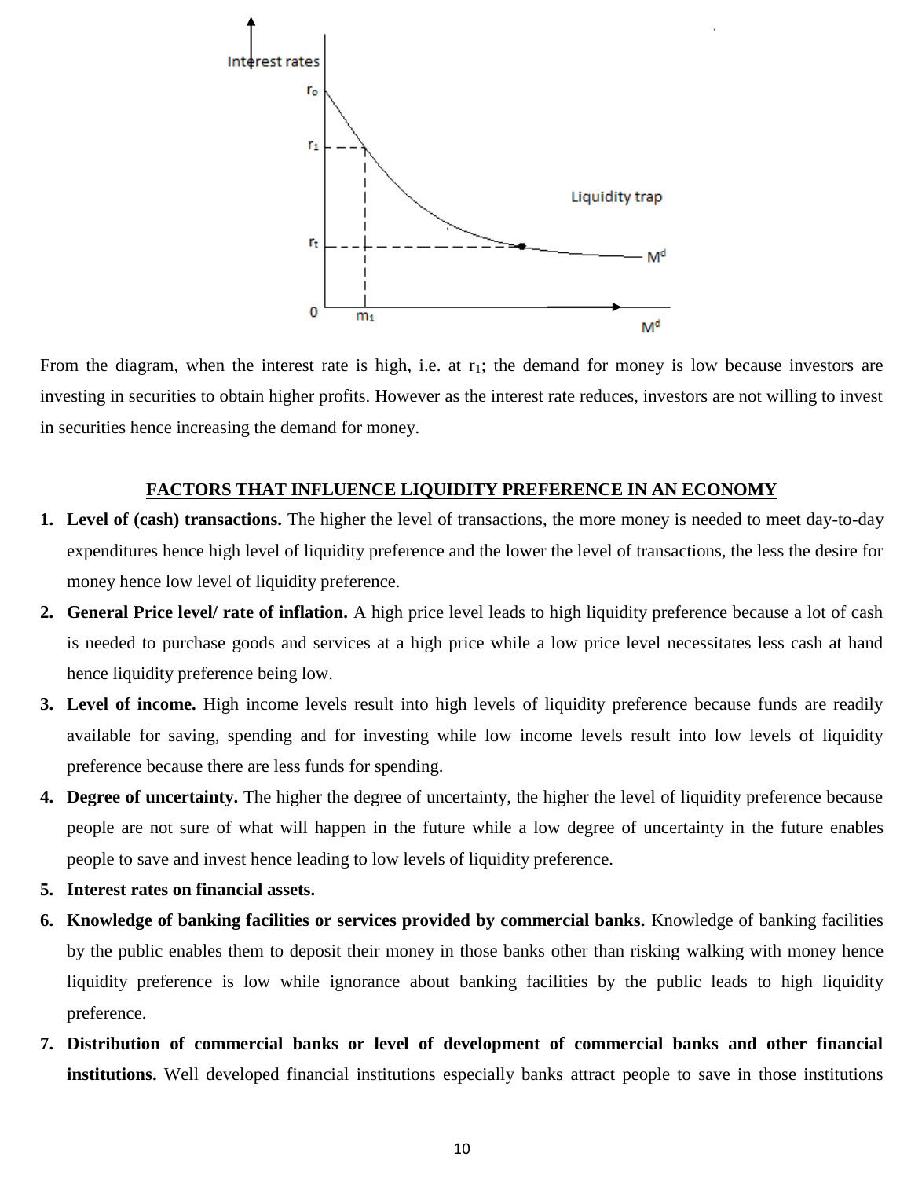From the diagram, when the interest rate is high, i.e. at $r_1$; the demand for money is low because investors are investing in securities to obtain higher profits. However as the interest rate reduces, investors are not willing to invest in securities hence increasing the demand for money.

## FACTORS THAT INFLUENCE LIQUIDITY PREFERENCE IN AN ECONOMY

1. **Level of (cash) transactions.** The higher the level of transactions, the more money is needed to meet day-to-day expenditures hence high level of liquidity preference and the lower the level of transactions, the less the desire for money hence low level of liquidity preference.
2. **General Price level/ rate of inflation.** A high price level leads to high liquidity preference because a lot of cash is needed to purchase goods and services at a high price while a low price level necessitates less cash at hand hence liquidity preference being low.
3. **Level of income.** High income levels result into high levels of liquidity preference because funds are readily available for saving, spending and for investing while low income levels result into low levels of liquidity preference because there are less funds for spending.
4. **Degree of uncertainty.** The higher the degree of uncertainty, the higher the level of liquidity preference because people are not sure of what will happen in the future while a low degree of uncertainty in the future enables people to save and invest hence leading to low levels of liquidity preference.
5. **Interest rates on financial assets.**
6. **Knowledge of banking facilities or services provided by commercial banks.** Knowledge of banking facilities by the public enables them to deposit their money in those banks other than risking walking with money hence liquidity preference is low while ignorance about banking facilities by the public leads to high liquidity preference.
7. **Distribution of commercial banks or level of development of commercial banks and other financial institutions.** Well developed financial institutions especially banks attract people to save in those institutions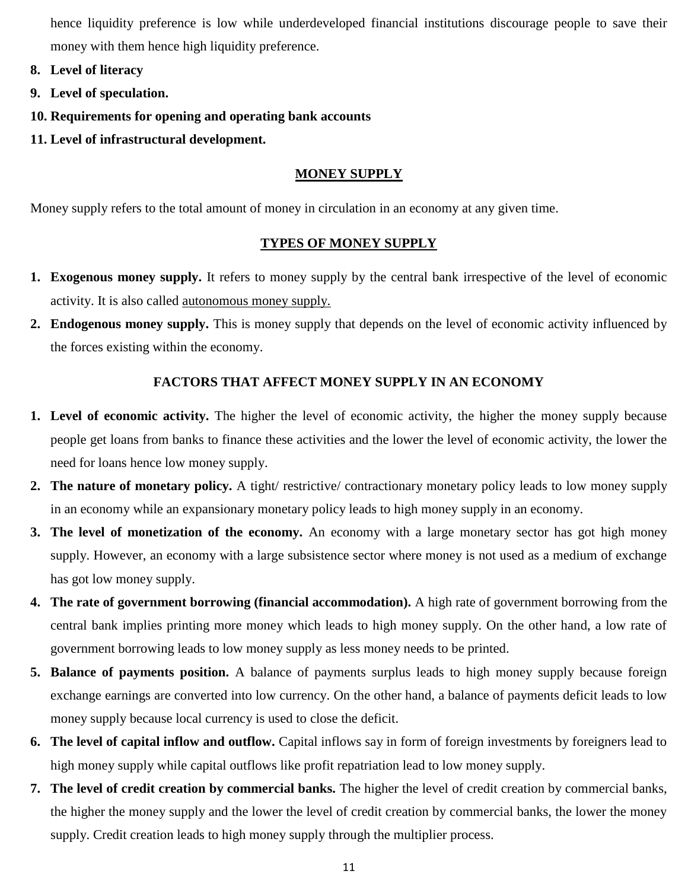hence liquidity preference is low while underdeveloped financial institutions discourage people to save their money with them hence high liquidity preference.

8. **Level of literacy**
9. **Level of speculation.**
10. **Requirements for opening and operating bank accounts**
11. **Level of infrastructural development.**

## MONEY SUPPLY

Money supply refers to the total amount of money in circulation in an economy at any given time.

## TYPES OF MONEY SUPPLY

1. **Exogenous money supply.** It refers to money supply by the central bank irrespective of the level of economic activity. It is also called autonomous money supply.
2. **Endogenous money supply.** This is money supply that depends on the level of economic activity influenced by the forces existing within the economy.

## FACTORS THAT AFFECT MONEY SUPPLY IN AN ECONOMY

1. **Level of economic activity.** The higher the level of economic activity, the higher the money supply because people get loans from banks to finance these activities and the lower the level of economic activity, the lower the need for loans hence low money supply.
2. **The nature of monetary policy.** A tight/ restrictive/ contractionary monetary policy leads to low money supply in an economy while an expansionary monetary policy leads to high money supply in an economy.
3. **The level of monetization of the economy.** An economy with a large monetary sector has got high money supply. However, an economy with a large subsistence sector where money is not used as a medium of exchange has got low money supply.
4. **The rate of government borrowing (financial accommodation).** A high rate of government borrowing from the central bank implies printing more money which leads to high money supply. On the other hand, a low rate of government borrowing leads to low money supply as less money needs to be printed.
5. **Balance of payments position.** A balance of payments surplus leads to high money supply because foreign exchange earnings are converted into low currency. On the other hand, a balance of payments deficit leads to low money supply because local currency is used to close the deficit.
6. **The level of capital inflow and outflow.** Capital inflows say in form of foreign investments by foreigners lead to high money supply while capital outflows like profit repatriation lead to low money supply.
7. **The level of credit creation by commercial banks.** The higher the level of credit creation by commercial banks, the higher the money supply and the lower the level of credit creation by commercial banks, the lower the money supply. Credit creation leads to high money supply through the multiplier process.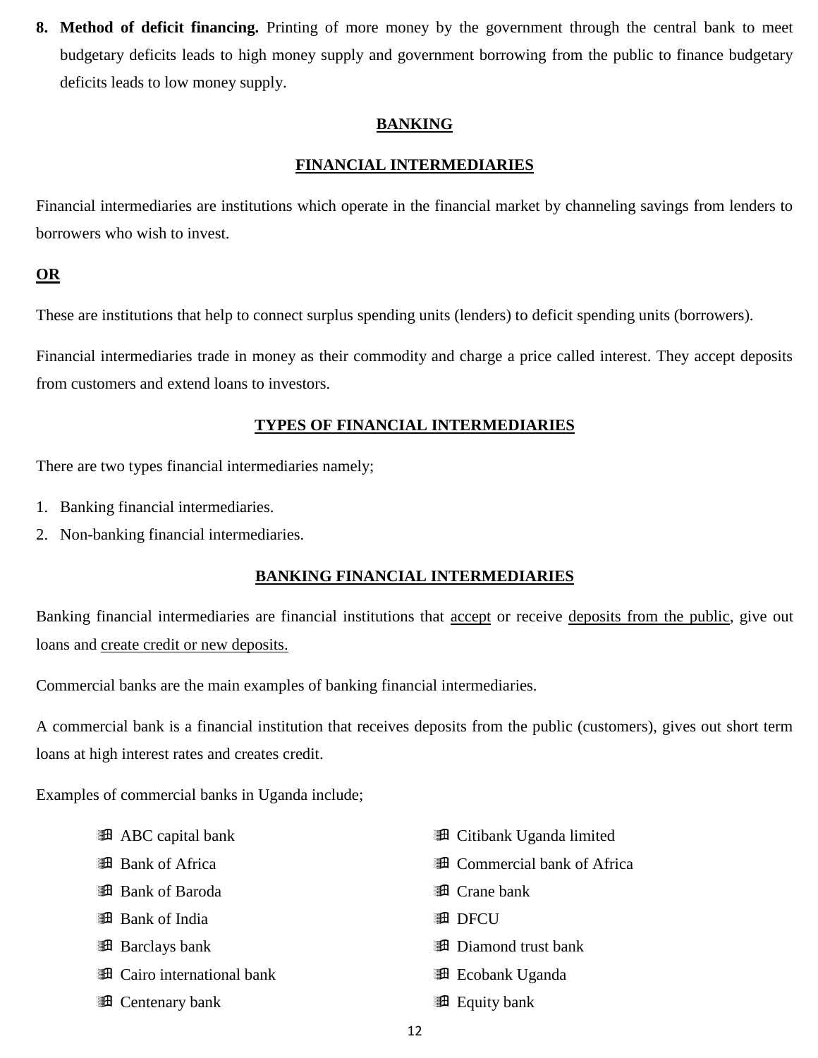8. **Method of deficit financing.** Printing of more money by the government through the central bank to meet budgetary deficits leads to high money supply and government borrowing from the public to finance budgetary deficits leads to low money supply.

## BANKING

## FINANCIAL INTERMEDIARIES

Financial intermediaries are institutions which operate in the financial market by channeling savings from lenders to borrowers who wish to invest.

**OR**

These are institutions that help to connect surplus spending units (lenders) to deficit spending units (borrowers).

Financial intermediaries trade in money as their commodity and charge a price called interest. They accept deposits from customers and extend loans to investors.

## TYPES OF FINANCIAL INTERMEDIARIES

There are two types financial intermediaries namely;

1. Banking financial intermediaries.
2. Non-banking financial intermediaries.

## BANKING FINANCIAL INTERMEDIARIES

Banking financial intermediaries are financial institutions that accept or receive deposits from the public, give out loans and create credit or new deposits.

Commercial banks are the main examples of banking financial intermediaries.

A commercial bank is a financial institution that receives deposits from the public (customers), gives out short term loans at high interest rates and creates credit.

Examples of commercial banks in Uganda include;

- ABC capital bank
- Bank of Africa
- Bank of Baroda
- Bank of India
- Barclays bank
- Cairo international bank
- Centenary bank
- Citibank Uganda limited
- Commercial bank of Africa
- Crane bank
- DFCU
- Diamond trust bank
- Ecobank Uganda
- Equity bank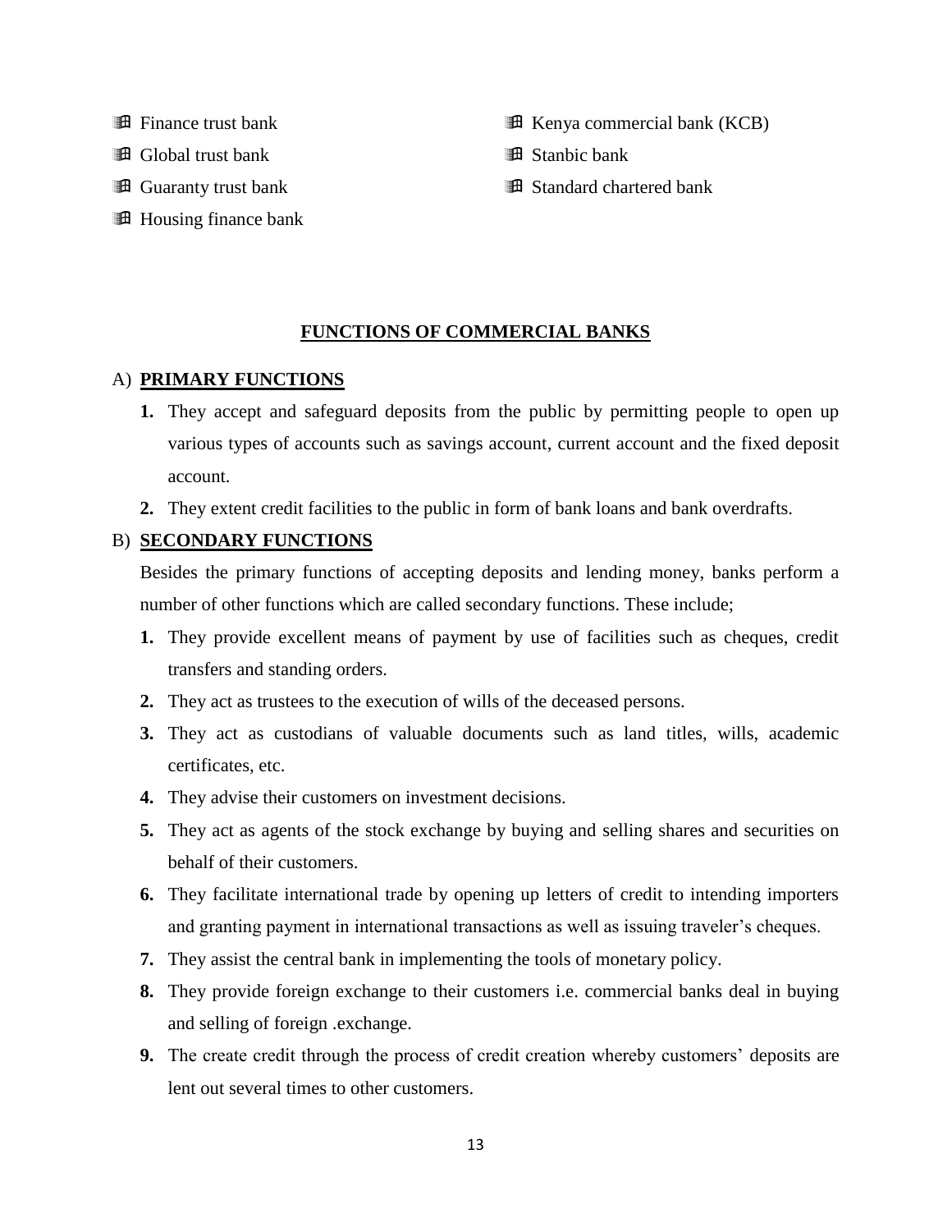- Finance trust bank
- Global trust bank
- Guaranty trust bank
- Housing finance bank
- Kenya commercial bank (KCB)
- Stanbic bank
- Standard chartered bank

## FUNCTIONS OF COMMERCIAL BANKS

### A) PRIMARY FUNCTIONS

1. They accept and safeguard deposits from the public by permitting people to open up various types of accounts such as savings account, current account and the fixed deposit account.
2. They extent credit facilities to the public in form of bank loans and bank overdrafts.

### B) SECONDARY FUNCTIONS

Besides the primary functions of accepting deposits and lending money, banks perform a number of other functions which are called secondary functions. These include;

1. They provide excellent means of payment by use of facilities such as cheques, credit transfers and standing orders.
2. They act as trustees to the execution of wills of the deceased persons.
3. They act as custodians of valuable documents such as land titles, wills, academic certificates, etc.
4. They advise their customers on investment decisions.
5. They act as agents of the stock exchange by buying and selling shares and securities on behalf of their customers.
6. They facilitate international trade by opening up letters of credit to intending importers and granting payment in international transactions as well as issuing traveler's cheques.
7. They assist the central bank in implementing the tools of monetary policy.
8. They provide foreign exchange to their customers i.e. commercial banks deal in buying and selling of foreign .exchange.
9. The create credit through the process of credit creation whereby customers' deposits are lent out several times to other customers.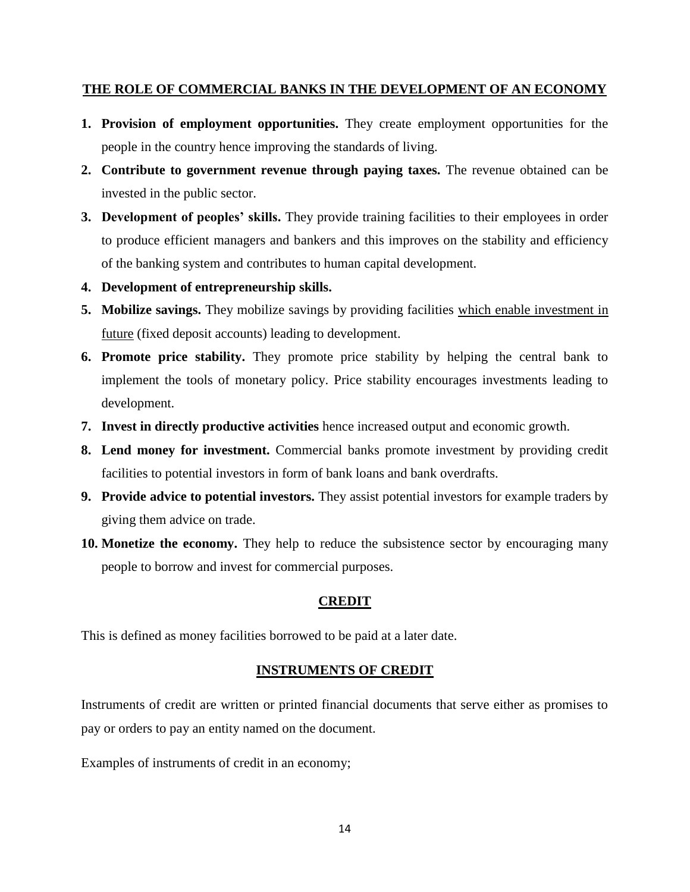## THE ROLE OF COMMERCIAL BANKS IN THE DEVELOPMENT OF AN ECONOMY

1. **Provision of employment opportunities.** They create employment opportunities for the people in the country hence improving the standards of living.
2. **Contribute to government revenue through paying taxes.** The revenue obtained can be invested in the public sector.
3. **Development of peoples' skills.** They provide training facilities to their employees in order to produce efficient managers and bankers and this improves on the stability and efficiency of the banking system and contributes to human capital development.
4. **Development of entrepreneurship skills.**
5. **Mobilize savings.** They mobilize savings by providing facilities <u>which enable investment in future</u> (fixed deposit accounts) leading to development.
6. **Promote price stability.** They promote price stability by helping the central bank to implement the tools of monetary policy. Price stability encourages investments leading to development.
7. **Invest in directly productive activities** hence increased output and economic growth.
8. **Lend money for investment.** Commercial banks promote investment by providing credit facilities to potential investors in form of bank loans and bank overdrafts.
9. **Provide advice to potential investors.** They assist potential investors for example traders by giving them advice on trade.
10. **Monetize the economy.** They help to reduce the subsistence sector by encouraging many people to borrow and invest for commercial purposes.

## CREDIT

This is defined as money facilities borrowed to be paid at a later date.

## INSTRUMENTS OF CREDIT

Instruments of credit are written or printed financial documents that serve either as promises to pay or orders to pay an entity named on the document.

Examples of instruments of credit in an economy;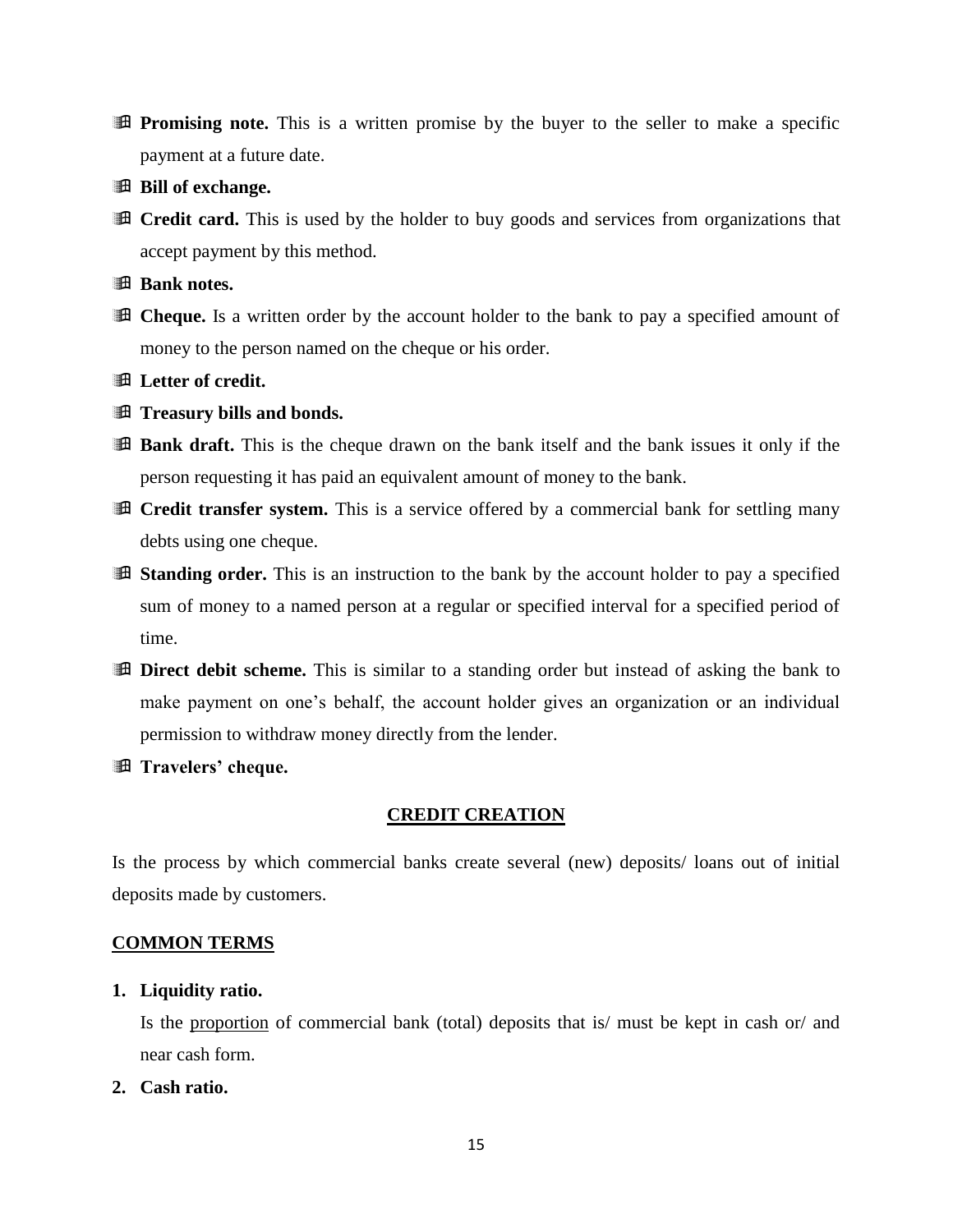- **Promising note.** This is a written promise by the buyer to the seller to make a specific payment at a future date.
- **Bill of exchange.**
- **Credit card.** This is used by the holder to buy goods and services from organizations that accept payment by this method.
- **Bank notes.**
- **Cheque.** Is a written order by the account holder to the bank to pay a specified amount of money to the person named on the cheque or his order.
- **Letter of credit.**
- **Treasury bills and bonds.**
- **Bank draft.** This is the cheque drawn on the bank itself and the bank issues it only if the person requesting it has paid an equivalent amount of money to the bank.
- **Credit transfer system.** This is a service offered by a commercial bank for settling many debts using one cheque.
- **Standing order.** This is an instruction to the bank by the account holder to pay a specified sum of money to a named person at a regular or specified interval for a specified period of time.
- **Direct debit scheme.** This is similar to a standing order but instead of asking the bank to make payment on one's behalf, the account holder gives an organization or an individual permission to withdraw money directly from the lender.
- **Travelers' cheque.**

## CREDIT CREATION

Is the process by which commercial banks create several (new) deposits/ loans out of initial deposits made by customers.

### COMMON TERMS

1. **Liquidity ratio.**

   Is the proportion of commercial bank (total) deposits that is/ must be kept in cash or/ and near cash form.

2. **Cash ratio.**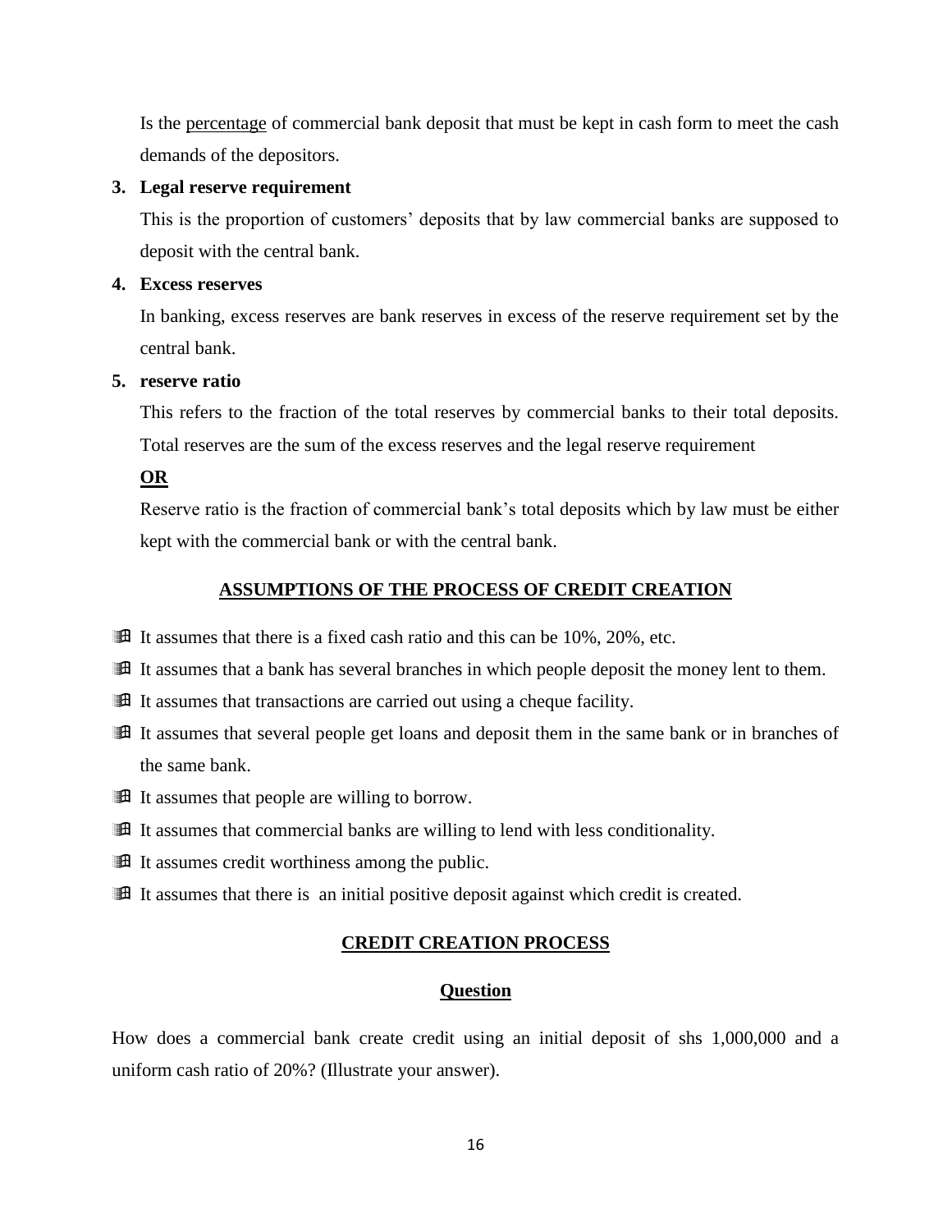Is the <u>percentage</u> of commercial bank deposit that must be kept in cash form to meet the cash demands of the depositors.

**3. Legal reserve requirement**

This is the proportion of customers' deposits that by law commercial banks are supposed to deposit with the central bank.

**4. Excess reserves**

In banking, excess reserves are bank reserves in excess of the reserve requirement set by the central bank.

**5. reserve ratio**

This refers to the fraction of the total reserves by commercial banks to their total deposits. Total reserves are the sum of the excess reserves and the legal reserve requirement

**<u>OR</u>**

Reserve ratio is the fraction of commercial bank's total deposits which by law must be either kept with the commercial bank or with the central bank.

## <u>ASSUMPTIONS OF THE PROCESS OF CREDIT CREATION</u>

- It assumes that there is a fixed cash ratio and this can be 10%, 20%, etc.
- It assumes that a bank has several branches in which people deposit the money lent to them.
- It assumes that transactions are carried out using a cheque facility.
- It assumes that several people get loans and deposit them in the same bank or in branches of the same bank.
- It assumes that people are willing to borrow.
- It assumes that commercial banks are willing to lend with less conditionality.
- It assumes credit worthiness among the public.
- It assumes that there is an initial positive deposit against which credit is created.

## <u>CREDIT CREATION PROCESS</u>

### <u>Question</u>

How does a commercial bank create credit using an initial deposit of shs 1,000,000 and a uniform cash ratio of 20%? (Illustrate your answer).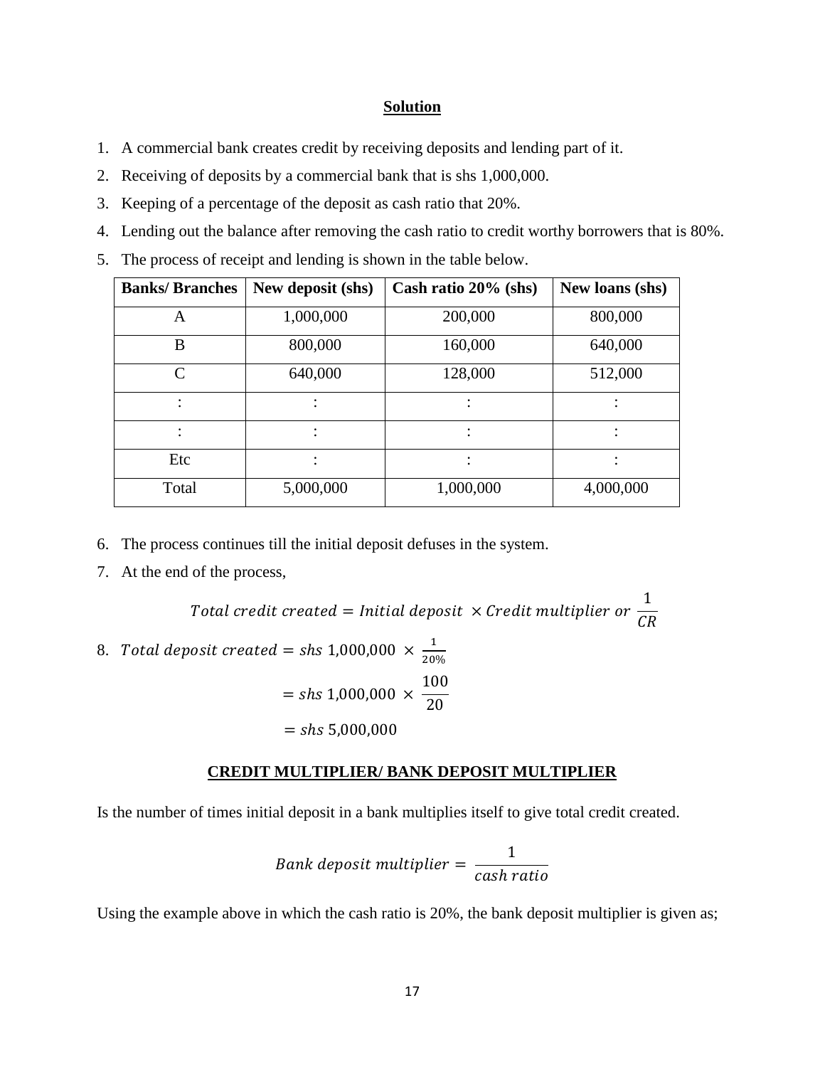**Solution**

1. A commercial bank creates credit by receiving deposits and lending part of it.
2. Receiving of deposits by a commercial bank that is shs 1,000,000.
3. Keeping of a percentage of the deposit as cash ratio that 20%.
4. Lending out the balance after removing the cash ratio to credit worthy borrowers that is 80%.
5. The process of receipt and lending is shown in the table below.

| Banks/ Branches | New deposit (shs) | Cash ratio 20% (shs) | New loans (shs) |
|---|---|---|---|
| A | 1,000,000 | 200,000 | 800,000 |
| B | 800,000 | 160,000 | 640,000 |
| C | 640,000 | 128,000 | 512,000 |
| : | : | : | : |
| : | : | : | : |
| Etc | : | : | : |
| Total | 5,000,000 | 1,000,000 | 4,000,000 |

6. The process continues till the initial deposit defuses in the system.
7. At the end of the process,

$$Total\ credit\ created = Initial\ deposit\ \times Credit\ multiplier\ or\ \frac{1}{CR}$$

8. $Total\ deposit\ created = shs\ 1{,}000{,}000\ \times \frac{1}{20\%}$

$$= shs\ 1{,}000{,}000\ \times \frac{100}{20}$$

$$= shs\ 5{,}000{,}000$$

**CREDIT MULTIPLIER/ BANK DEPOSIT MULTIPLIER**

Is the number of times initial deposit in a bank multiplies itself to give total credit created.

$$Bank\ deposit\ multiplier = \frac{1}{cash\ ratio}$$

Using the example above in which the cash ratio is 20%, the bank deposit multiplier is given as;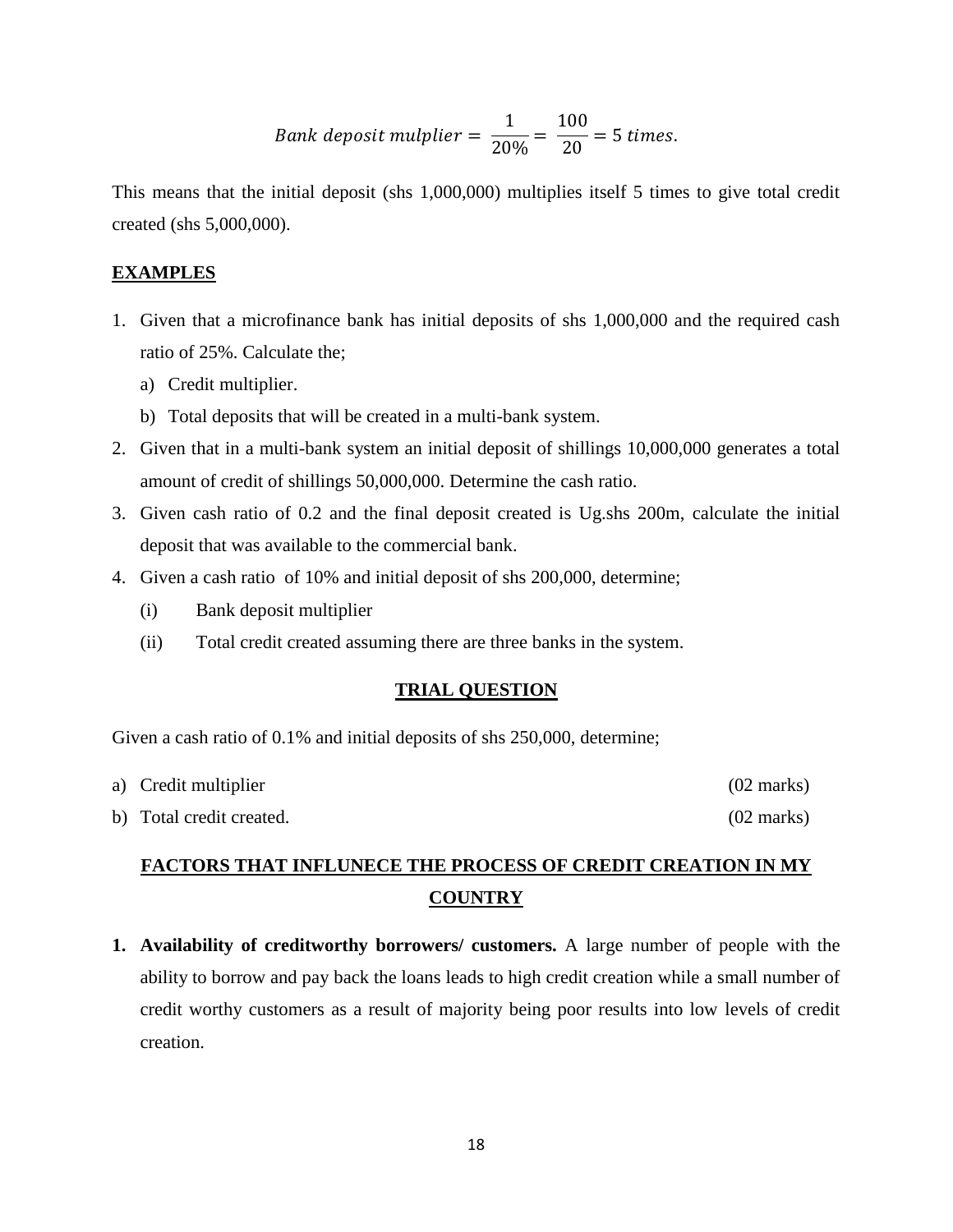$$Bank\ deposit\ mulplier = \frac{1}{20\%} = \frac{100}{20} = 5\ times.$$

This means that the initial deposit (shs 1,000,000) multiplies itself 5 times to give total credit created (shs 5,000,000).

**EXAMPLES**

1. Given that a microfinance bank has initial deposits of shs 1,000,000 and the required cash ratio of 25%. Calculate the;
   a) Credit multiplier.
   b) Total deposits that will be created in a multi-bank system.
2. Given that in a multi-bank system an initial deposit of shillings 10,000,000 generates a total amount of credit of shillings 50,000,000. Determine the cash ratio.
3. Given cash ratio of 0.2 and the final deposit created is Ug.shs 200m, calculate the initial deposit that was available to the commercial bank.
4. Given a cash ratio of 10% and initial deposit of shs 200,000, determine;
   (i) Bank deposit multiplier
   (ii) Total credit created assuming there are three banks in the system.

**TRIAL QUESTION**

Given a cash ratio of 0.1% and initial deposits of shs 250,000, determine;

a) Credit multiplier (02 marks)

b) Total credit created. (02 marks)

**FACTORS THAT INFLUNECE THE PROCESS OF CREDIT CREATION IN MY COUNTRY**

1. **Availability of creditworthy borrowers/ customers.** A large number of people with the ability to borrow and pay back the loans leads to high credit creation while a small number of credit worthy customers as a result of majority being poor results into low levels of credit creation.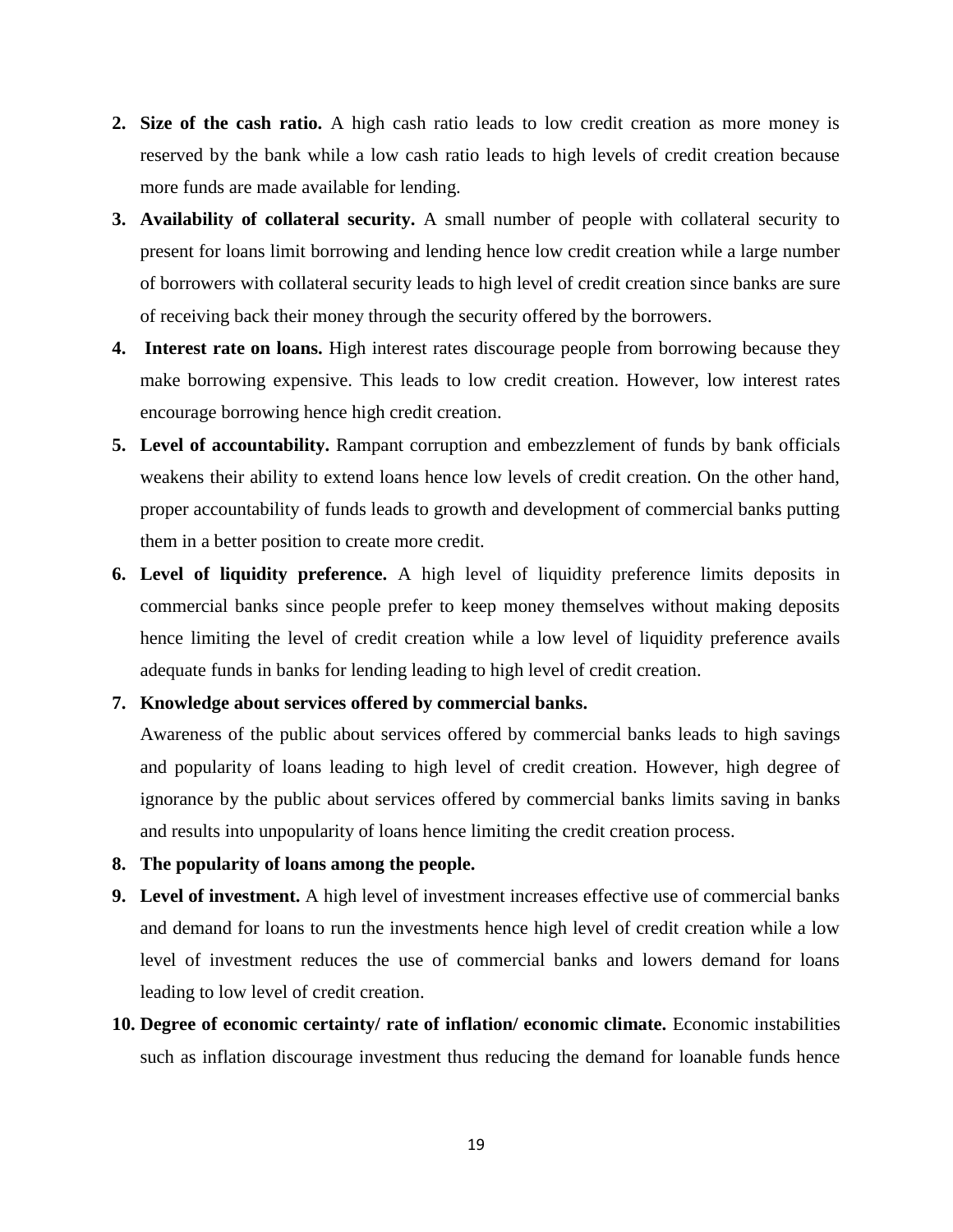2. **Size of the cash ratio.** A high cash ratio leads to low credit creation as more money is reserved by the bank while a low cash ratio leads to high levels of credit creation because more funds are made available for lending.
3. **Availability of collateral security.** A small number of people with collateral security to present for loans limit borrowing and lending hence low credit creation while a large number of borrowers with collateral security leads to high level of credit creation since banks are sure of receiving back their money through the security offered by the borrowers.
4. **Interest rate on loans.** High interest rates discourage people from borrowing because they make borrowing expensive. This leads to low credit creation. However, low interest rates encourage borrowing hence high credit creation.
5. **Level of accountability.** Rampant corruption and embezzlement of funds by bank officials weakens their ability to extend loans hence low levels of credit creation. On the other hand, proper accountability of funds leads to growth and development of commercial banks putting them in a better position to create more credit.
6. **Level of liquidity preference.** A high level of liquidity preference limits deposits in commercial banks since people prefer to keep money themselves without making deposits hence limiting the level of credit creation while a low level of liquidity preference avails adequate funds in banks for lending leading to high level of credit creation.
7. **Knowledge about services offered by commercial banks.**
   Awareness of the public about services offered by commercial banks leads to high savings and popularity of loans leading to high level of credit creation. However, high degree of ignorance by the public about services offered by commercial banks limits saving in banks and results into unpopularity of loans hence limiting the credit creation process.
8. **The popularity of loans among the people.**
9. **Level of investment.** A high level of investment increases effective use of commercial banks and demand for loans to run the investments hence high level of credit creation while a low level of investment reduces the use of commercial banks and lowers demand for loans leading to low level of credit creation.
10. **Degree of economic certainty/ rate of inflation/ economic climate.** Economic instabilities such as inflation discourage investment thus reducing the demand for loanable funds hence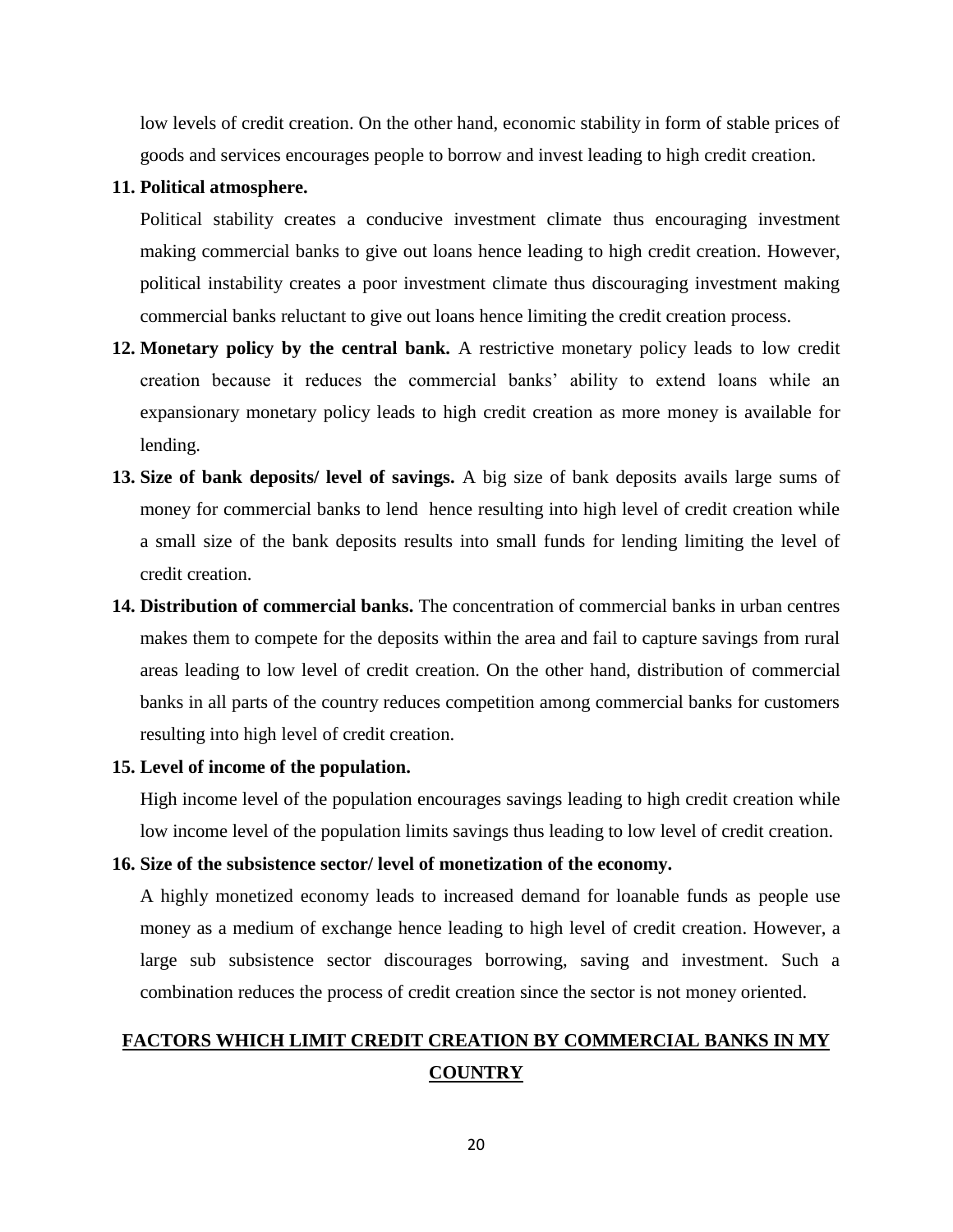low levels of credit creation. On the other hand, economic stability in form of stable prices of goods and services encourages people to borrow and invest leading to high credit creation.

11. **Political atmosphere.**

    Political stability creates a conducive investment climate thus encouraging investment making commercial banks to give out loans hence leading to high credit creation. However, political instability creates a poor investment climate thus discouraging investment making commercial banks reluctant to give out loans hence limiting the credit creation process.

12. **Monetary policy by the central bank.** A restrictive monetary policy leads to low credit creation because it reduces the commercial banks' ability to extend loans while an expansionary monetary policy leads to high credit creation as more money is available for lending.

13. **Size of bank deposits/ level of savings.** A big size of bank deposits avails large sums of money for commercial banks to lend hence resulting into high level of credit creation while a small size of the bank deposits results into small funds for lending limiting the level of credit creation.

14. **Distribution of commercial banks.** The concentration of commercial banks in urban centres makes them to compete for the deposits within the area and fail to capture savings from rural areas leading to low level of credit creation. On the other hand, distribution of commercial banks in all parts of the country reduces competition among commercial banks for customers resulting into high level of credit creation.

15. **Level of income of the population.**

    High income level of the population encourages savings leading to high credit creation while low income level of the population limits savings thus leading to low level of credit creation.

16. **Size of the subsistence sector/ level of monetization of the economy.**

    A highly monetized economy leads to increased demand for loanable funds as people use money as a medium of exchange hence leading to high level of credit creation. However, a large sub subsistence sector discourages borrowing, saving and investment. Such a combination reduces the process of credit creation since the sector is not money oriented.

## FACTORS WHICH LIMIT CREDIT CREATION BY COMMERCIAL BANKS IN MY COUNTRY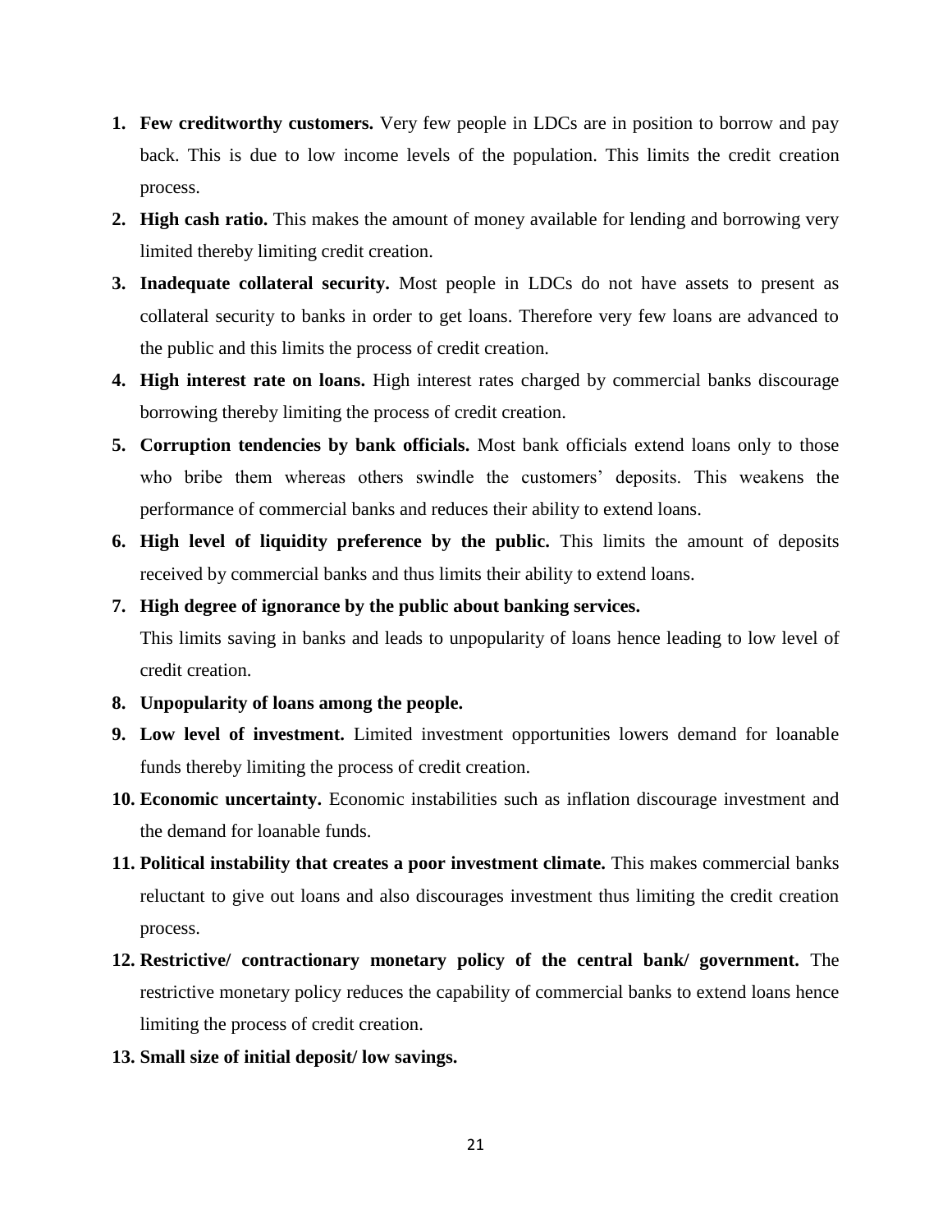1. **Few creditworthy customers.** Very few people in LDCs are in position to borrow and pay back. This is due to low income levels of the population. This limits the credit creation process.
2. **High cash ratio.** This makes the amount of money available for lending and borrowing very limited thereby limiting credit creation.
3. **Inadequate collateral security.** Most people in LDCs do not have assets to present as collateral security to banks in order to get loans. Therefore very few loans are advanced to the public and this limits the process of credit creation.
4. **High interest rate on loans.** High interest rates charged by commercial banks discourage borrowing thereby limiting the process of credit creation.
5. **Corruption tendencies by bank officials.** Most bank officials extend loans only to those who bribe them whereas others swindle the customers' deposits. This weakens the performance of commercial banks and reduces their ability to extend loans.
6. **High level of liquidity preference by the public.** This limits the amount of deposits received by commercial banks and thus limits their ability to extend loans.
7. **High degree of ignorance by the public about banking services.**
   This limits saving in banks and leads to unpopularity of loans hence leading to low level of credit creation.
8. **Unpopularity of loans among the people.**
9. **Low level of investment.** Limited investment opportunities lowers demand for loanable funds thereby limiting the process of credit creation.
10. **Economic uncertainty.** Economic instabilities such as inflation discourage investment and the demand for loanable funds.
11. **Political instability that creates a poor investment climate.** This makes commercial banks reluctant to give out loans and also discourages investment thus limiting the credit creation process.
12. **Restrictive/ contractionary monetary policy of the central bank/ government.** The restrictive monetary policy reduces the capability of commercial banks to extend loans hence limiting the process of credit creation.
13. **Small size of initial deposit/ low savings.**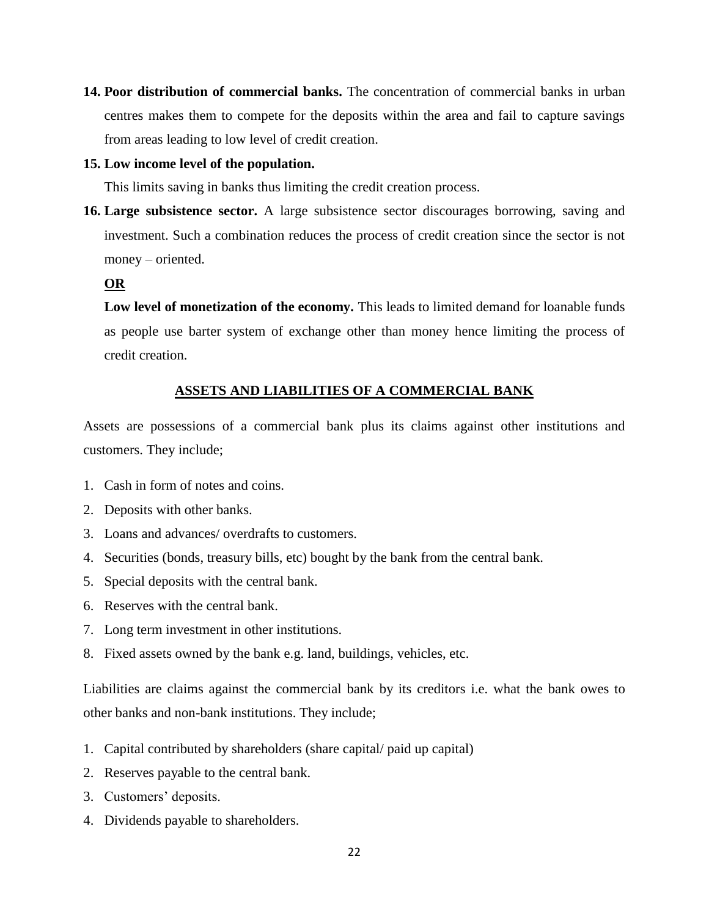14. **Poor distribution of commercial banks.** The concentration of commercial banks in urban centres makes them to compete for the deposits within the area and fail to capture savings from areas leading to low level of credit creation.

15. **Low income level of the population.**

    This limits saving in banks thus limiting the credit creation process.

16. **Large subsistence sector.** A large subsistence sector discourages borrowing, saving and investment. Such a combination reduces the process of credit creation since the sector is not money – oriented.

    **OR**

    **Low level of monetization of the economy.** This leads to limited demand for loanable funds as people use barter system of exchange other than money hence limiting the process of credit creation.

## ASSETS AND LIABILITIES OF A COMMERCIAL BANK

Assets are possessions of a commercial bank plus its claims against other institutions and customers. They include;

1. Cash in form of notes and coins.
2. Deposits with other banks.
3. Loans and advances/ overdrafts to customers.
4. Securities (bonds, treasury bills, etc) bought by the bank from the central bank.
5. Special deposits with the central bank.
6. Reserves with the central bank.
7. Long term investment in other institutions.
8. Fixed assets owned by the bank e.g. land, buildings, vehicles, etc.

Liabilities are claims against the commercial bank by its creditors i.e. what the bank owes to other banks and non-bank institutions. They include;

1. Capital contributed by shareholders (share capital/ paid up capital)
2. Reserves payable to the central bank.
3. Customers' deposits.
4. Dividends payable to shareholders.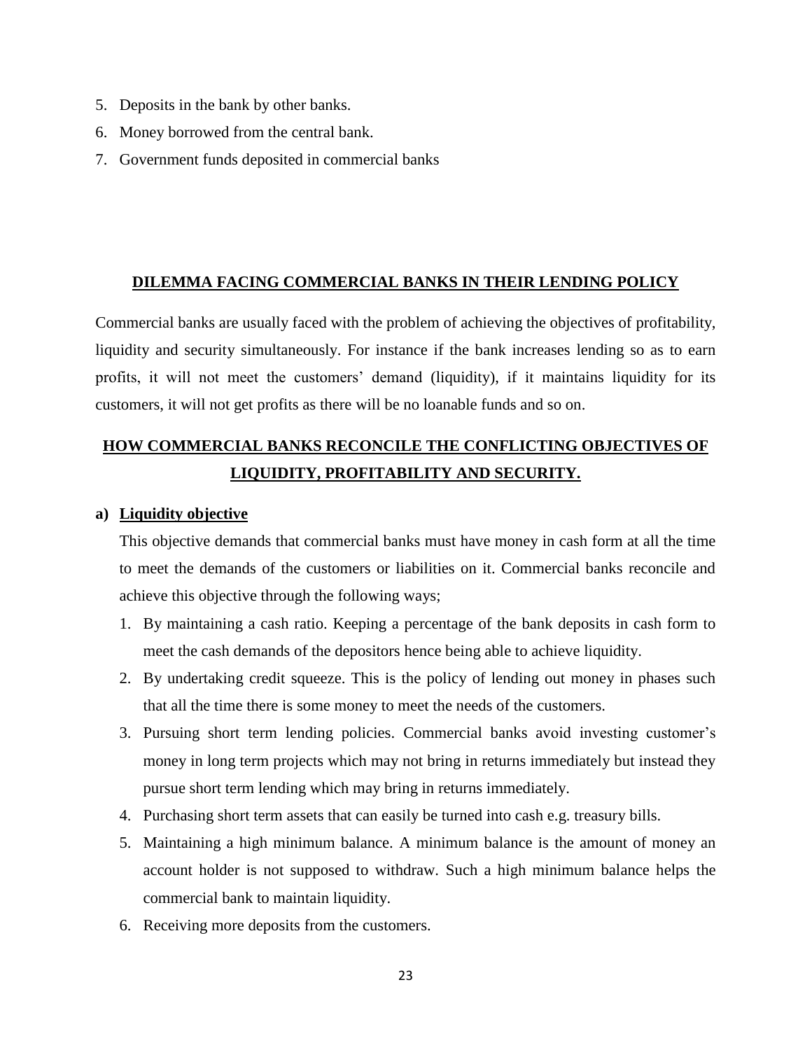5. Deposits in the bank by other banks.
6. Money borrowed from the central bank.
7. Government funds deposited in commercial banks

## DILEMMA FACING COMMERCIAL BANKS IN THEIR LENDING POLICY

Commercial banks are usually faced with the problem of achieving the objectives of profitability, liquidity and security simultaneously. For instance if the bank increases lending so as to earn profits, it will not meet the customers' demand (liquidity), if it maintains liquidity for its customers, it will not get profits as there will be no loanable funds and so on.

## HOW COMMERCIAL BANKS RECONCILE THE CONFLICTING OBJECTIVES OF LIQUIDITY, PROFITABILITY AND SECURITY.

**a) Liquidity objective**

This objective demands that commercial banks must have money in cash form at all the time to meet the demands of the customers or liabilities on it. Commercial banks reconcile and achieve this objective through the following ways;

1. By maintaining a cash ratio. Keeping a percentage of the bank deposits in cash form to meet the cash demands of the depositors hence being able to achieve liquidity.
2. By undertaking credit squeeze. This is the policy of lending out money in phases such that all the time there is some money to meet the needs of the customers.
3. Pursuing short term lending policies. Commercial banks avoid investing customer's money in long term projects which may not bring in returns immediately but instead they pursue short term lending which may bring in returns immediately.
4. Purchasing short term assets that can easily be turned into cash e.g. treasury bills.
5. Maintaining a high minimum balance. A minimum balance is the amount of money an account holder is not supposed to withdraw. Such a high minimum balance helps the commercial bank to maintain liquidity.
6. Receiving more deposits from the customers.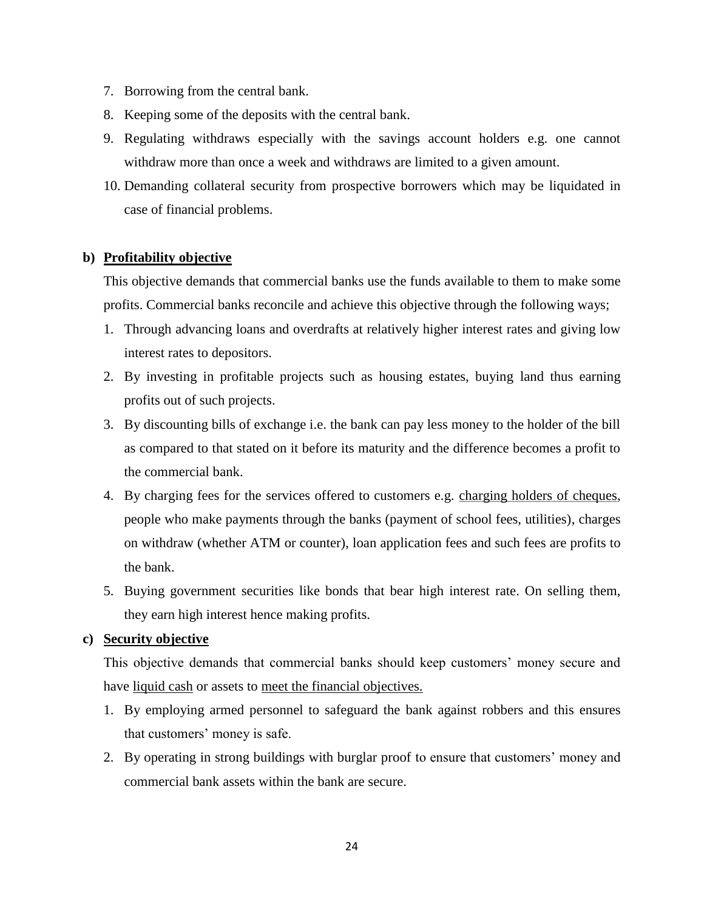7. Borrowing from the central bank.
8. Keeping some of the deposits with the central bank.
9. Regulating withdraws especially with the savings account holders e.g. one cannot withdraw more than once a week and withdraws are limited to a given amount.
10. Demanding collateral security from prospective borrowers which may be liquidated in case of financial problems.

**b) <u>Profitability objective</u>**

This objective demands that commercial banks use the funds available to them to make some profits. Commercial banks reconcile and achieve this objective through the following ways;

1. Through advancing loans and overdrafts at relatively higher interest rates and giving low interest rates to depositors.
2. By investing in profitable projects such as housing estates, buying land thus earning profits out of such projects.
3. By discounting bills of exchange i.e. the bank can pay less money to the holder of the bill as compared to that stated on it before its maturity and the difference becomes a profit to the commercial bank.
4. By charging fees for the services offered to customers e.g. <u>charging holders of cheques</u>, people who make payments through the banks (payment of school fees, utilities), charges on withdraw (whether ATM or counter), loan application fees and such fees are profits to the bank.
5. Buying government securities like bonds that bear high interest rate. On selling them, they earn high interest hence making profits.

**c) <u>Security objective</u>**

This objective demands that commercial banks should keep customers' money secure and have <u>liquid cash</u> or assets to <u>meet the financial objectives.</u>

1. By employing armed personnel to safeguard the bank against robbers and this ensures that customers' money is safe.
2. By operating in strong buildings with burglar proof to ensure that customers' money and commercial bank assets within the bank are secure.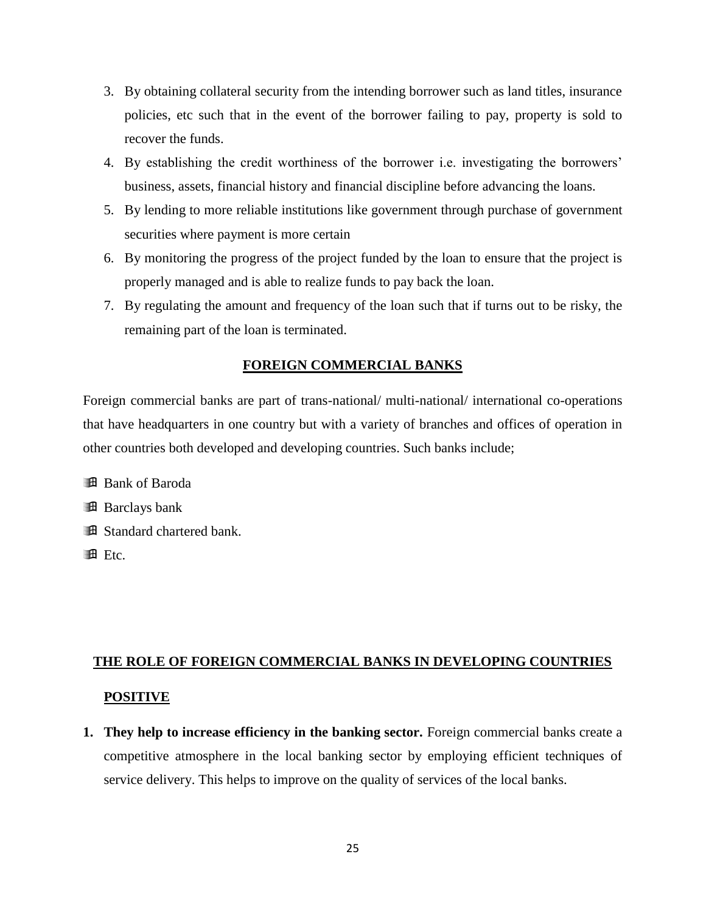3. By obtaining collateral security from the intending borrower such as land titles, insurance policies, etc such that in the event of the borrower failing to pay, property is sold to recover the funds.
4. By establishing the credit worthiness of the borrower i.e. investigating the borrowers' business, assets, financial history and financial discipline before advancing the loans.
5. By lending to more reliable institutions like government through purchase of government securities where payment is more certain
6. By monitoring the progress of the project funded by the loan to ensure that the project is properly managed and is able to realize funds to pay back the loan.
7. By regulating the amount and frequency of the loan such that if turns out to be risky, the remaining part of the loan is terminated.

## FOREIGN COMMERCIAL BANKS

Foreign commercial banks are part of trans-national/ multi-national/ international co-operations that have headquarters in one country but with a variety of branches and offices of operation in other countries both developed and developing countries. Such banks include;

- Bank of Baroda
- Barclays bank
- Standard chartered bank.
- Etc.

## THE ROLE OF FOREIGN COMMERCIAL BANKS IN DEVELOPING COUNTRIES

### POSITIVE

1. **They help to increase efficiency in the banking sector.** Foreign commercial banks create a competitive atmosphere in the local banking sector by employing efficient techniques of service delivery. This helps to improve on the quality of services of the local banks.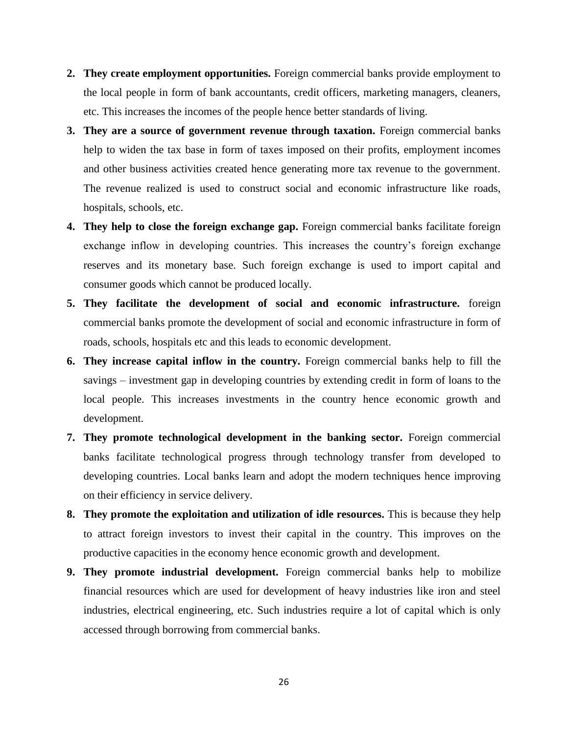2. **They create employment opportunities.** Foreign commercial banks provide employment to the local people in form of bank accountants, credit officers, marketing managers, cleaners, etc. This increases the incomes of the people hence better standards of living.
3. **They are a source of government revenue through taxation.** Foreign commercial banks help to widen the tax base in form of taxes imposed on their profits, employment incomes and other business activities created hence generating more tax revenue to the government. The revenue realized is used to construct social and economic infrastructure like roads, hospitals, schools, etc.
4. **They help to close the foreign exchange gap.** Foreign commercial banks facilitate foreign exchange inflow in developing countries. This increases the country's foreign exchange reserves and its monetary base. Such foreign exchange is used to import capital and consumer goods which cannot be produced locally.
5. **They facilitate the development of social and economic infrastructure.** foreign commercial banks promote the development of social and economic infrastructure in form of roads, schools, hospitals etc and this leads to economic development.
6. **They increase capital inflow in the country.** Foreign commercial banks help to fill the savings – investment gap in developing countries by extending credit in form of loans to the local people. This increases investments in the country hence economic growth and development.
7. **They promote technological development in the banking sector.** Foreign commercial banks facilitate technological progress through technology transfer from developed to developing countries. Local banks learn and adopt the modern techniques hence improving on their efficiency in service delivery.
8. **They promote the exploitation and utilization of idle resources.** This is because they help to attract foreign investors to invest their capital in the country. This improves on the productive capacities in the economy hence economic growth and development.
9. **They promote industrial development.** Foreign commercial banks help to mobilize financial resources which are used for development of heavy industries like iron and steel industries, electrical engineering, etc. Such industries require a lot of capital which is only accessed through borrowing from commercial banks.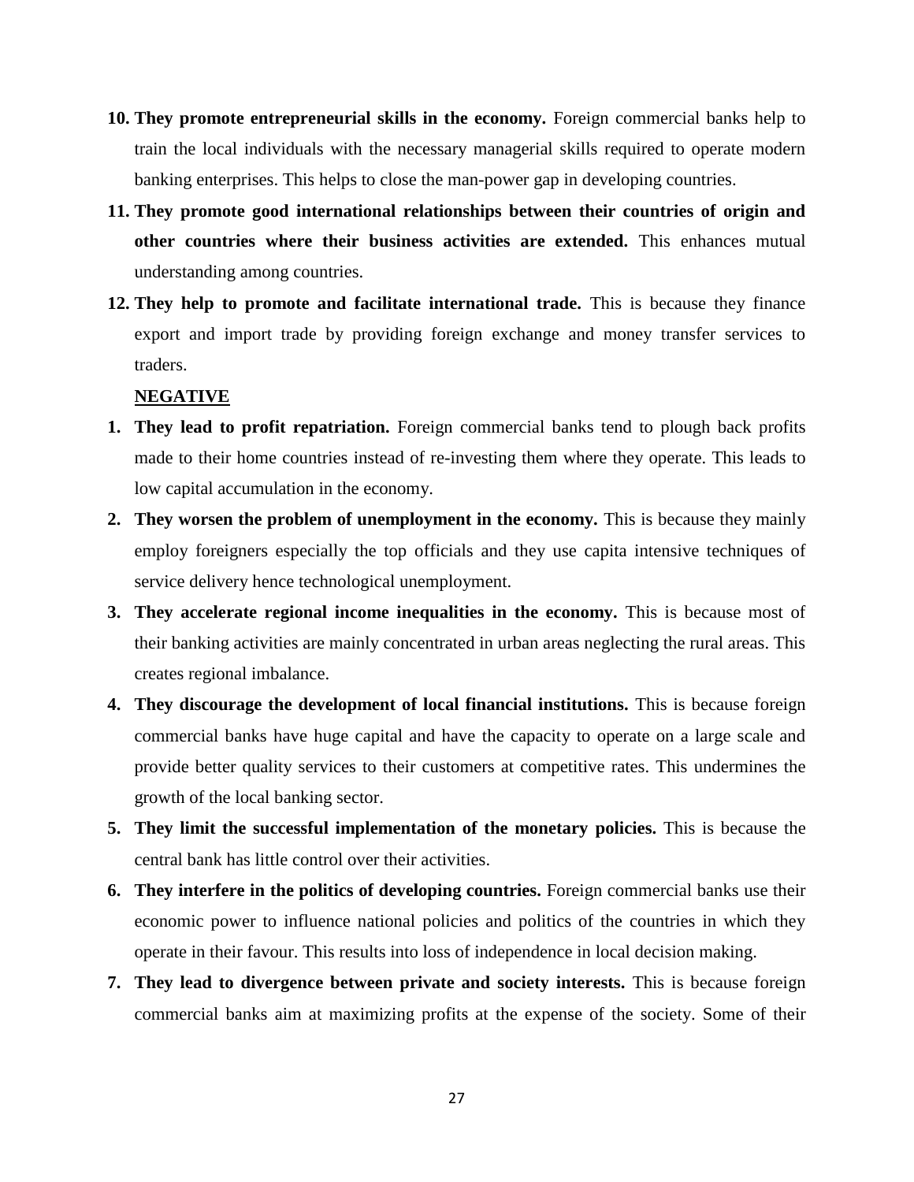10. **They promote entrepreneurial skills in the economy.** Foreign commercial banks help to train the local individuals with the necessary managerial skills required to operate modern banking enterprises. This helps to close the man-power gap in developing countries.
11. **They promote good international relationships between their countries of origin and other countries where their business activities are extended.** This enhances mutual understanding among countries.
12. **They help to promote and facilitate international trade.** This is because they finance export and import trade by providing foreign exchange and money transfer services to traders.

**NEGATIVE**

1. **They lead to profit repatriation.** Foreign commercial banks tend to plough back profits made to their home countries instead of re-investing them where they operate. This leads to low capital accumulation in the economy.
2. **They worsen the problem of unemployment in the economy.** This is because they mainly employ foreigners especially the top officials and they use capita intensive techniques of service delivery hence technological unemployment.
3. **They accelerate regional income inequalities in the economy.** This is because most of their banking activities are mainly concentrated in urban areas neglecting the rural areas. This creates regional imbalance.
4. **They discourage the development of local financial institutions.** This is because foreign commercial banks have huge capital and have the capacity to operate on a large scale and provide better quality services to their customers at competitive rates. This undermines the growth of the local banking sector.
5. **They limit the successful implementation of the monetary policies.** This is because the central bank has little control over their activities.
6. **They interfere in the politics of developing countries.** Foreign commercial banks use their economic power to influence national policies and politics of the countries in which they operate in their favour. This results into loss of independence in local decision making.
7. **They lead to divergence between private and society interests.** This is because foreign commercial banks aim at maximizing profits at the expense of the society. Some of their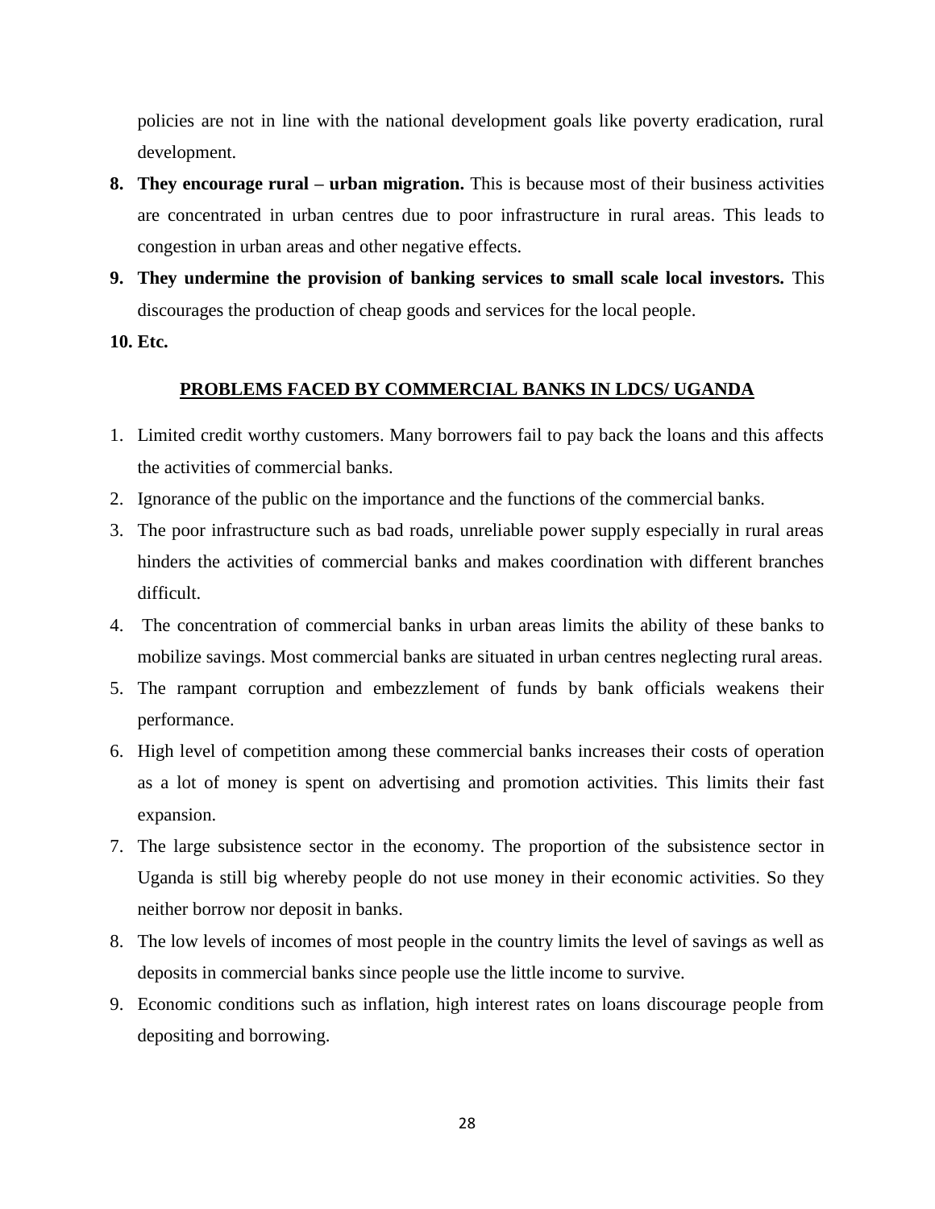policies are not in line with the national development goals like poverty eradication, rural development.

8. **They encourage rural – urban migration.** This is because most of their business activities are concentrated in urban centres due to poor infrastructure in rural areas. This leads to congestion in urban areas and other negative effects.
9. **They undermine the provision of banking services to small scale local investors.** This discourages the production of cheap goods and services for the local people.
10. **Etc.**

## PROBLEMS FACED BY COMMERCIAL BANKS IN LDCS/ UGANDA

1. Limited credit worthy customers. Many borrowers fail to pay back the loans and this affects the activities of commercial banks.
2. Ignorance of the public on the importance and the functions of the commercial banks.
3. The poor infrastructure such as bad roads, unreliable power supply especially in rural areas hinders the activities of commercial banks and makes coordination with different branches difficult.
4. The concentration of commercial banks in urban areas limits the ability of these banks to mobilize savings. Most commercial banks are situated in urban centres neglecting rural areas.
5. The rampant corruption and embezzlement of funds by bank officials weakens their performance.
6. High level of competition among these commercial banks increases their costs of operation as a lot of money is spent on advertising and promotion activities. This limits their fast expansion.
7. The large subsistence sector in the economy. The proportion of the subsistence sector in Uganda is still big whereby people do not use money in their economic activities. So they neither borrow nor deposit in banks.
8. The low levels of incomes of most people in the country limits the level of savings as well as deposits in commercial banks since people use the little income to survive.
9. Economic conditions such as inflation, high interest rates on loans discourage people from depositing and borrowing.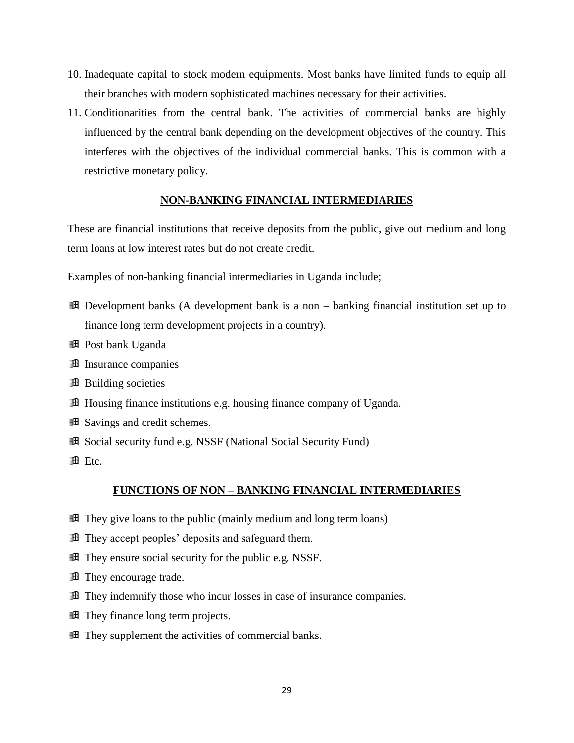10. Inadequate capital to stock modern equipments. Most banks have limited funds to equip all their branches with modern sophisticated machines necessary for their activities.
11. Conditionarities from the central bank. The activities of commercial banks are highly influenced by the central bank depending on the development objectives of the country. This interferes with the objectives of the individual commercial banks. This is common with a restrictive monetary policy.

## NON-BANKING FINANCIAL INTERMEDIARIES

These are financial institutions that receive deposits from the public, give out medium and long term loans at low interest rates but do not create credit.

Examples of non-banking financial intermediaries in Uganda include;

- Development banks (A development bank is a non – banking financial institution set up to finance long term development projects in a country).
- Post bank Uganda
- Insurance companies
- Building societies
- Housing finance institutions e.g. housing finance company of Uganda.
- Savings and credit schemes.
- Social security fund e.g. NSSF (National Social Security Fund)
- Etc.

## FUNCTIONS OF NON – BANKING FINANCIAL INTERMEDIARIES

- They give loans to the public (mainly medium and long term loans)
- They accept peoples' deposits and safeguard them.
- They ensure social security for the public e.g. NSSF.
- They encourage trade.
- They indemnify those who incur losses in case of insurance companies.
- They finance long term projects.
- They supplement the activities of commercial banks.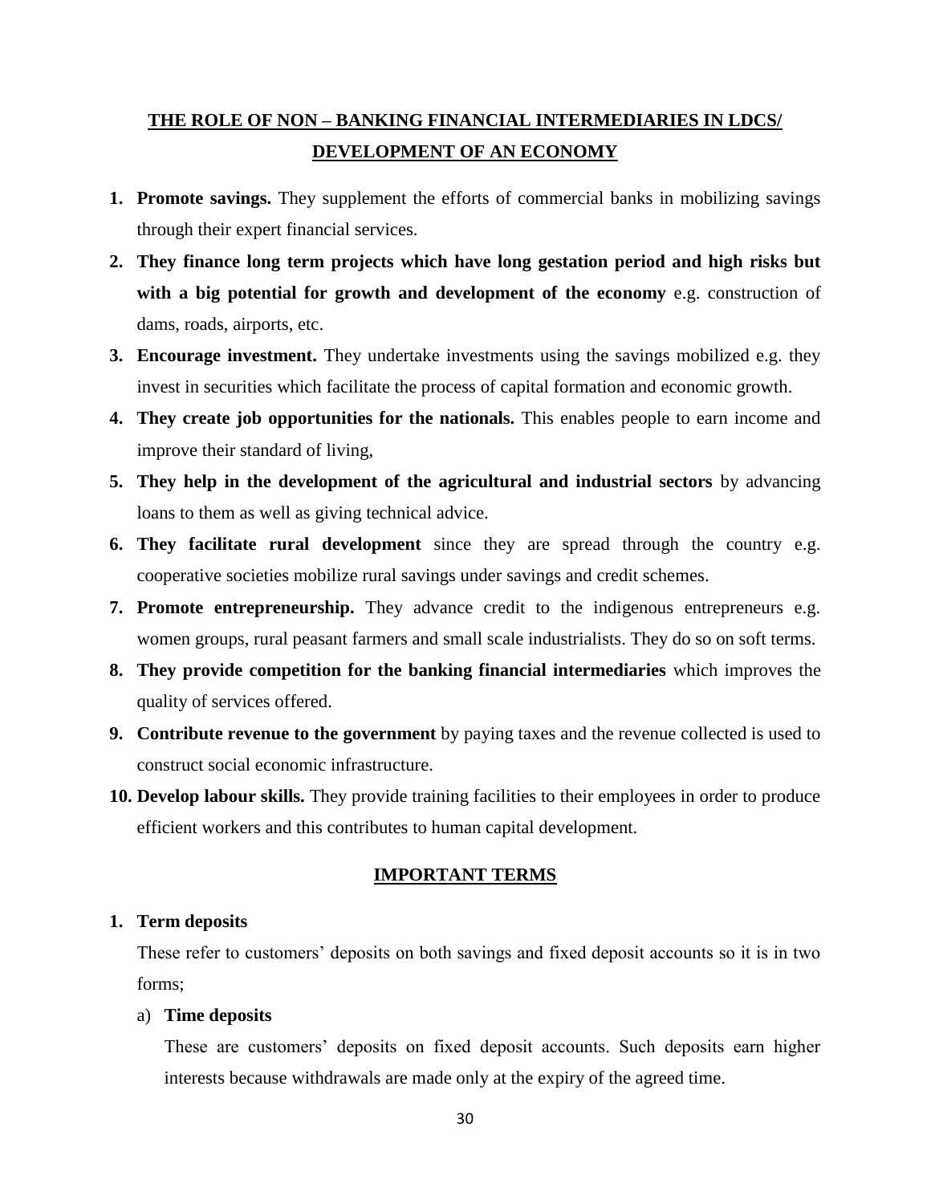## THE ROLE OF NON – BANKING FINANCIAL INTERMEDIARIES IN LDCS/ DEVELOPMENT OF AN ECONOMY

1. **Promote savings.** They supplement the efforts of commercial banks in mobilizing savings through their expert financial services.
2. **They finance long term projects which have long gestation period and high risks but with a big potential for growth and development of the economy** e.g. construction of dams, roads, airports, etc.
3. **Encourage investment.** They undertake investments using the savings mobilized e.g. they invest in securities which facilitate the process of capital formation and economic growth.
4. **They create job opportunities for the nationals.** This enables people to earn income and improve their standard of living,
5. **They help in the development of the agricultural and industrial sectors** by advancing loans to them as well as giving technical advice.
6. **They facilitate rural development** since they are spread through the country e.g. cooperative societies mobilize rural savings under savings and credit schemes.
7. **Promote entrepreneurship.** They advance credit to the indigenous entrepreneurs e.g. women groups, rural peasant farmers and small scale industrialists. They do so on soft terms.
8. **They provide competition for the banking financial intermediaries** which improves the quality of services offered.
9. **Contribute revenue to the government** by paying taxes and the revenue collected is used to construct social economic infrastructure.
10. **Develop labour skills.** They provide training facilities to their employees in order to produce efficient workers and this contributes to human capital development.

## IMPORTANT TERMS

1. **Term deposits**

   These refer to customers' deposits on both savings and fixed deposit accounts so it is in two forms;

   a) **Time deposits**

   These are customers' deposits on fixed deposit accounts. Such deposits earn higher interests because withdrawals are made only at the expiry of the agreed time.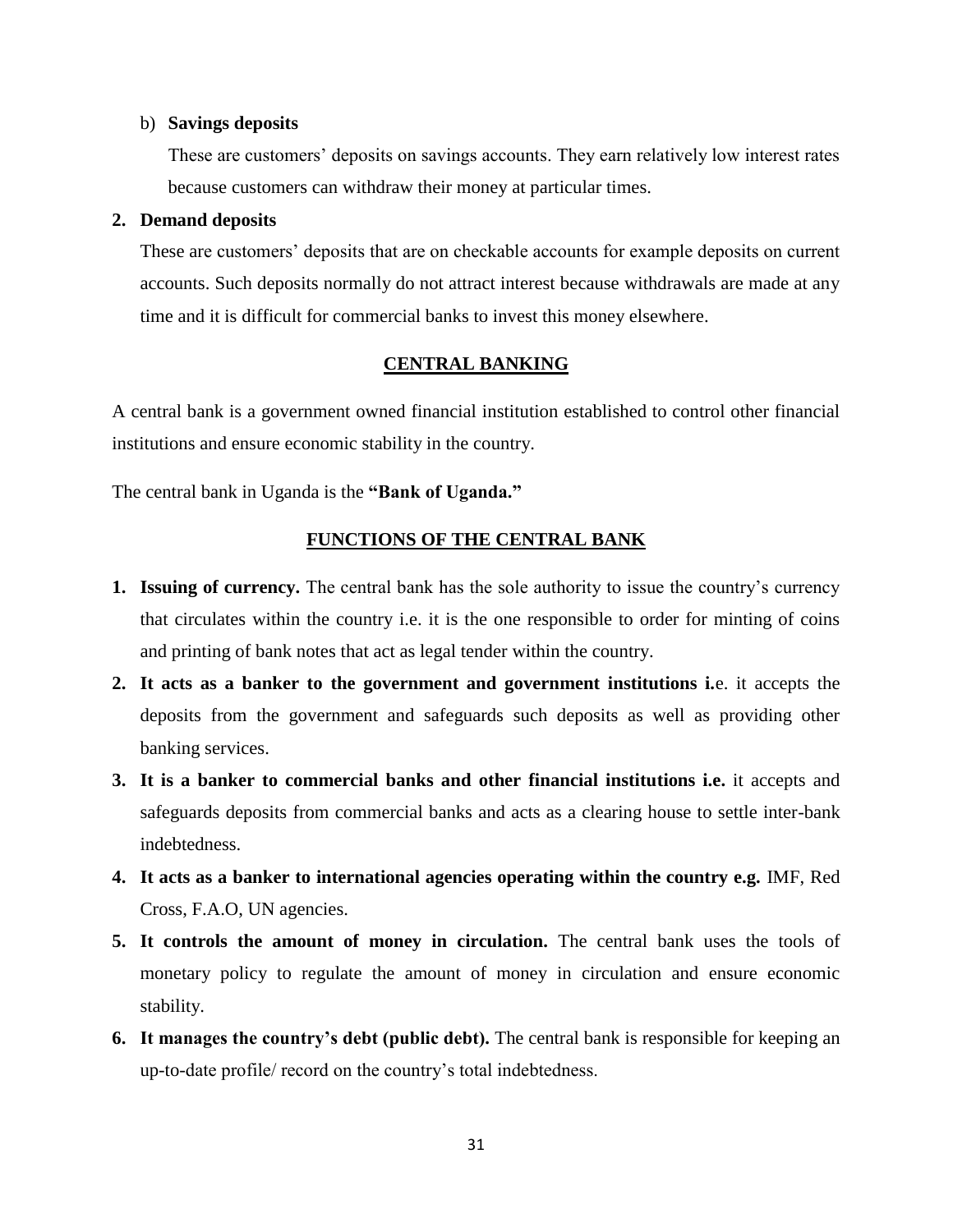b) **Savings deposits**

These are customers' deposits on savings accounts. They earn relatively low interest rates because customers can withdraw their money at particular times.

**2. Demand deposits**

These are customers' deposits that are on checkable accounts for example deposits on current accounts. Such deposits normally do not attract interest because withdrawals are made at any time and it is difficult for commercial banks to invest this money elsewhere.

## CENTRAL BANKING

A central bank is a government owned financial institution established to control other financial institutions and ensure economic stability in the country.

The central bank in Uganda is the **"Bank of Uganda."**

## FUNCTIONS OF THE CENTRAL BANK

1. **Issuing of currency.** The central bank has the sole authority to issue the country's currency that circulates within the country i.e. it is the one responsible to order for minting of coins and printing of bank notes that act as legal tender within the country.
2. **It acts as a banker to the government and government institutions i.**e. it accepts the deposits from the government and safeguards such deposits as well as providing other banking services.
3. **It is a banker to commercial banks and other financial institutions i.e.** it accepts and safeguards deposits from commercial banks and acts as a clearing house to settle inter-bank indebtedness.
4. **It acts as a banker to international agencies operating within the country e.g.** IMF, Red Cross, F.A.O, UN agencies.
5. **It controls the amount of money in circulation.** The central bank uses the tools of monetary policy to regulate the amount of money in circulation and ensure economic stability.
6. **It manages the country's debt (public debt).** The central bank is responsible for keeping an up-to-date profile/ record on the country's total indebtedness.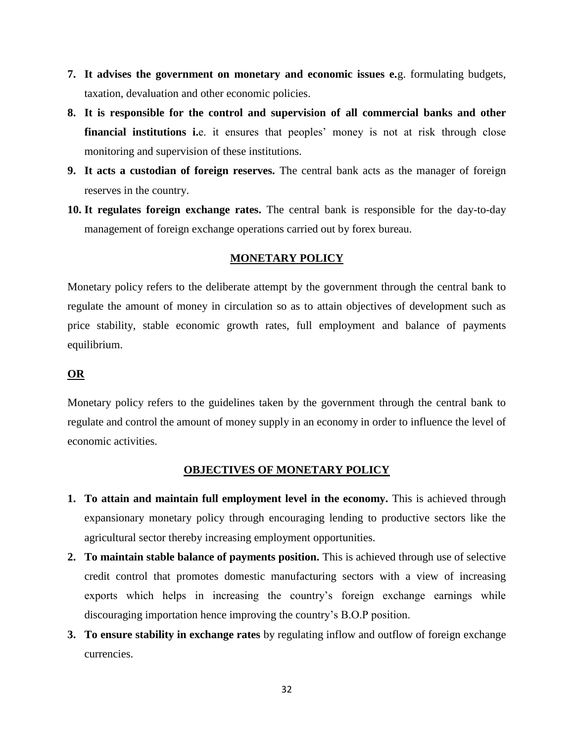7. **It advises the government on monetary and economic issues e.**g. formulating budgets, taxation, devaluation and other economic policies.
8. **It is responsible for the control and supervision of all commercial banks and other financial institutions i.**e. it ensures that peoples' money is not at risk through close monitoring and supervision of these institutions.
9. **It acts a custodian of foreign reserves.** The central bank acts as the manager of foreign reserves in the country.
10. **It regulates foreign exchange rates.** The central bank is responsible for the day-to-day management of foreign exchange operations carried out by forex bureau.

## MONETARY POLICY

Monetary policy refers to the deliberate attempt by the government through the central bank to regulate the amount of money in circulation so as to attain objectives of development such as price stability, stable economic growth rates, full employment and balance of payments equilibrium.

**OR**

Monetary policy refers to the guidelines taken by the government through the central bank to regulate and control the amount of money supply in an economy in order to influence the level of economic activities.

## OBJECTIVES OF MONETARY POLICY

1. **To attain and maintain full employment level in the economy.** This is achieved through expansionary monetary policy through encouraging lending to productive sectors like the agricultural sector thereby increasing employment opportunities.
2. **To maintain stable balance of payments position.** This is achieved through use of selective credit control that promotes domestic manufacturing sectors with a view of increasing exports which helps in increasing the country's foreign exchange earnings while discouraging importation hence improving the country's B.O.P position.
3. **To ensure stability in exchange rates** by regulating inflow and outflow of foreign exchange currencies.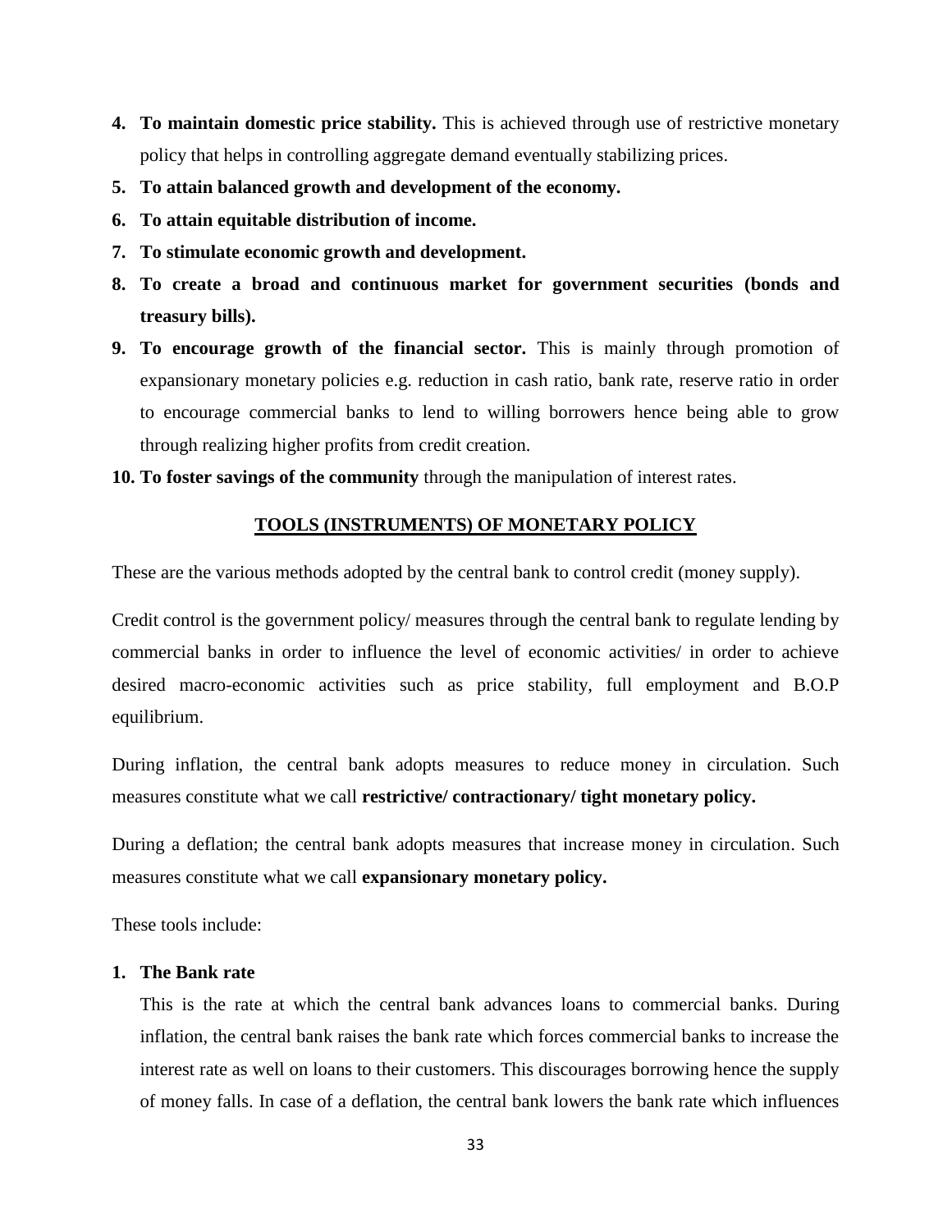4. **To maintain domestic price stability.** This is achieved through use of restrictive monetary policy that helps in controlling aggregate demand eventually stabilizing prices.
5. **To attain balanced growth and development of the economy.**
6. **To attain equitable distribution of income.**
7. **To stimulate economic growth and development.**
8. **To create a broad and continuous market for government securities (bonds and treasury bills).**
9. **To encourage growth of the financial sector.** This is mainly through promotion of expansionary monetary policies e.g. reduction in cash ratio, bank rate, reserve ratio in order to encourage commercial banks to lend to willing borrowers hence being able to grow through realizing higher profits from credit creation.
10. **To foster savings of the community** through the manipulation of interest rates.

## TOOLS (INSTRUMENTS) OF MONETARY POLICY

These are the various methods adopted by the central bank to control credit (money supply).

Credit control is the government policy/ measures through the central bank to regulate lending by commercial banks in order to influence the level of economic activities/ in order to achieve desired macro-economic activities such as price stability, full employment and B.O.P equilibrium.

During inflation, the central bank adopts measures to reduce money in circulation. Such measures constitute what we call **restrictive/ contractionary/ tight monetary policy.**

During a deflation; the central bank adopts measures that increase money in circulation. Such measures constitute what we call **expansionary monetary policy.**

These tools include:

1. **The Bank rate**

   This is the rate at which the central bank advances loans to commercial banks. During inflation, the central bank raises the bank rate which forces commercial banks to increase the interest rate as well on loans to their customers. This discourages borrowing hence the supply of money falls. In case of a deflation, the central bank lowers the bank rate which influences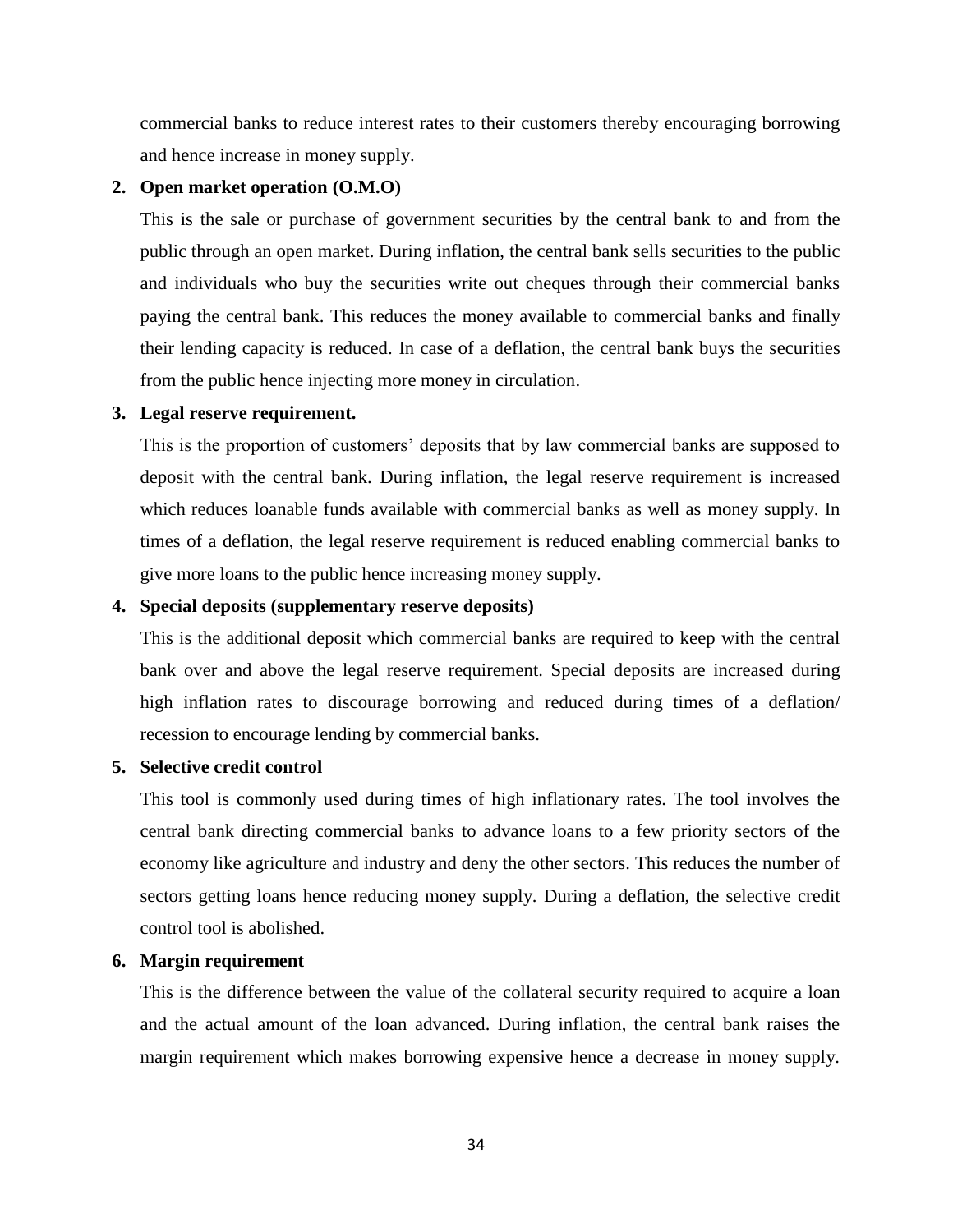commercial banks to reduce interest rates to their customers thereby encouraging borrowing and hence increase in money supply.

2. **Open market operation (O.M.O)**

   This is the sale or purchase of government securities by the central bank to and from the public through an open market. During inflation, the central bank sells securities to the public and individuals who buy the securities write out cheques through their commercial banks paying the central bank. This reduces the money available to commercial banks and finally their lending capacity is reduced. In case of a deflation, the central bank buys the securities from the public hence injecting more money in circulation.

3. **Legal reserve requirement.**

   This is the proportion of customers' deposits that by law commercial banks are supposed to deposit with the central bank. During inflation, the legal reserve requirement is increased which reduces loanable funds available with commercial banks as well as money supply. In times of a deflation, the legal reserve requirement is reduced enabling commercial banks to give more loans to the public hence increasing money supply.

4. **Special deposits (supplementary reserve deposits)**

   This is the additional deposit which commercial banks are required to keep with the central bank over and above the legal reserve requirement. Special deposits are increased during high inflation rates to discourage borrowing and reduced during times of a deflation/ recession to encourage lending by commercial banks.

5. **Selective credit control**

   This tool is commonly used during times of high inflationary rates. The tool involves the central bank directing commercial banks to advance loans to a few priority sectors of the economy like agriculture and industry and deny the other sectors. This reduces the number of sectors getting loans hence reducing money supply. During a deflation, the selective credit control tool is abolished.

6. **Margin requirement**

   This is the difference between the value of the collateral security required to acquire a loan and the actual amount of the loan advanced. During inflation, the central bank raises the margin requirement which makes borrowing expensive hence a decrease in money supply.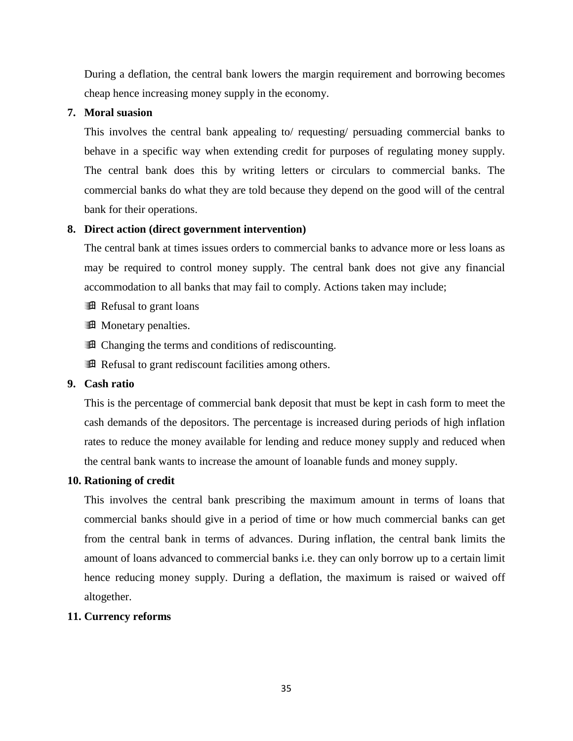During a deflation, the central bank lowers the margin requirement and borrowing becomes cheap hence increasing money supply in the economy.

**7. Moral suasion**

This involves the central bank appealing to/ requesting/ persuading commercial banks to behave in a specific way when extending credit for purposes of regulating money supply. The central bank does this by writing letters or circulars to commercial banks. The commercial banks do what they are told because they depend on the good will of the central bank for their operations.

**8. Direct action (direct government intervention)**

The central bank at times issues orders to commercial banks to advance more or less loans as may be required to control money supply. The central bank does not give any financial accommodation to all banks that may fail to comply. Actions taken may include;

- Refusal to grant loans
- Monetary penalties.
- Changing the terms and conditions of rediscounting.
- Refusal to grant rediscount facilities among others.

**9. Cash ratio**

This is the percentage of commercial bank deposit that must be kept in cash form to meet the cash demands of the depositors. The percentage is increased during periods of high inflation rates to reduce the money available for lending and reduce money supply and reduced when the central bank wants to increase the amount of loanable funds and money supply.

**10. Rationing of credit**

This involves the central bank prescribing the maximum amount in terms of loans that commercial banks should give in a period of time or how much commercial banks can get from the central bank in terms of advances. During inflation, the central bank limits the amount of loans advanced to commercial banks i.e. they can only borrow up to a certain limit hence reducing money supply. During a deflation, the maximum is raised or waived off altogether.

**11. Currency reforms**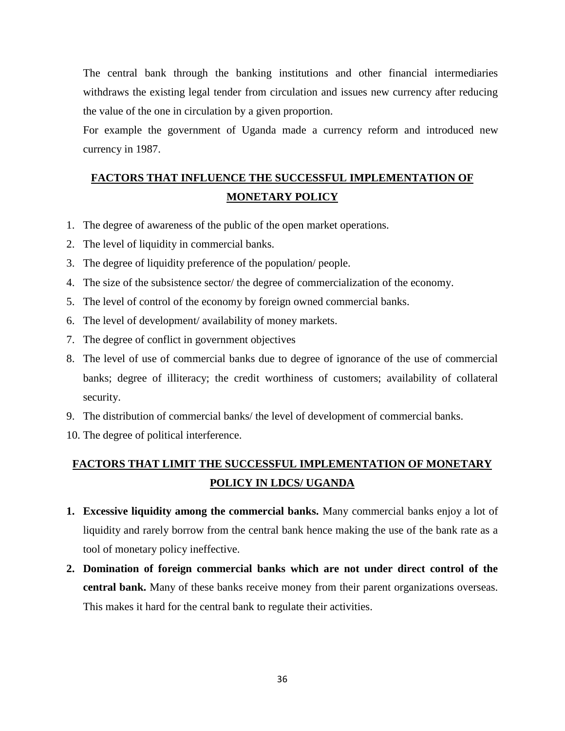The central bank through the banking institutions and other financial intermediaries withdraws the existing legal tender from circulation and issues new currency after reducing the value of the one in circulation by a given proportion.

For example the government of Uganda made a currency reform and introduced new currency in 1987.

## FACTORS THAT INFLUENCE THE SUCCESSFUL IMPLEMENTATION OF MONETARY POLICY

1. The degree of awareness of the public of the open market operations.
2. The level of liquidity in commercial banks.
3. The degree of liquidity preference of the population/ people.
4. The size of the subsistence sector/ the degree of commercialization of the economy.
5. The level of control of the economy by foreign owned commercial banks.
6. The level of development/ availability of money markets.
7. The degree of conflict in government objectives
8. The level of use of commercial banks due to degree of ignorance of the use of commercial banks; degree of illiteracy; the credit worthiness of customers; availability of collateral security.
9. The distribution of commercial banks/ the level of development of commercial banks.
10. The degree of political interference.

## FACTORS THAT LIMIT THE SUCCESSFUL IMPLEMENTATION OF MONETARY POLICY IN LDCS/ UGANDA

1. **Excessive liquidity among the commercial banks.** Many commercial banks enjoy a lot of liquidity and rarely borrow from the central bank hence making the use of the bank rate as a tool of monetary policy ineffective.
2. **Domination of foreign commercial banks which are not under direct control of the central bank.** Many of these banks receive money from their parent organizations overseas. This makes it hard for the central bank to regulate their activities.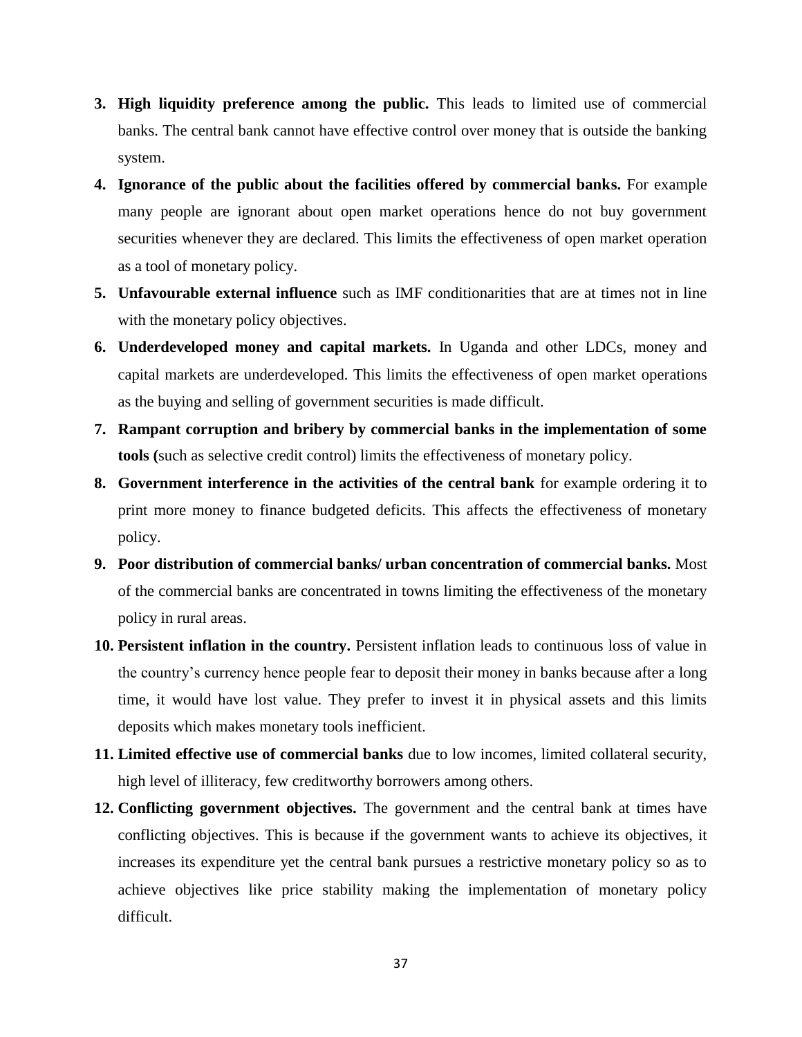3. **High liquidity preference among the public.** This leads to limited use of commercial banks. The central bank cannot have effective control over money that is outside the banking system.
4. **Ignorance of the public about the facilities offered by commercial banks.** For example many people are ignorant about open market operations hence do not buy government securities whenever they are declared. This limits the effectiveness of open market operation as a tool of monetary policy.
5. **Unfavourable external influence** such as IMF conditionarities that are at times not in line with the monetary policy objectives.
6. **Underdeveloped money and capital markets.** In Uganda and other LDCs, money and capital markets are underdeveloped. This limits the effectiveness of open market operations as the buying and selling of government securities is made difficult.
7. **Rampant corruption and bribery by commercial banks in the implementation of some tools (**such as selective credit control) limits the effectiveness of monetary policy.
8. **Government interference in the activities of the central bank** for example ordering it to print more money to finance budgeted deficits. This affects the effectiveness of monetary policy.
9. **Poor distribution of commercial banks/ urban concentration of commercial banks.** Most of the commercial banks are concentrated in towns limiting the effectiveness of the monetary policy in rural areas.
10. **Persistent inflation in the country.** Persistent inflation leads to continuous loss of value in the country's currency hence people fear to deposit their money in banks because after a long time, it would have lost value. They prefer to invest it in physical assets and this limits deposits which makes monetary tools inefficient.
11. **Limited effective use of commercial banks** due to low incomes, limited collateral security, high level of illiteracy, few creditworthy borrowers among others.
12. **Conflicting government objectives.** The government and the central bank at times have conflicting objectives. This is because if the government wants to achieve its objectives, it increases its expenditure yet the central bank pursues a restrictive monetary policy so as to achieve objectives like price stability making the implementation of monetary policy difficult.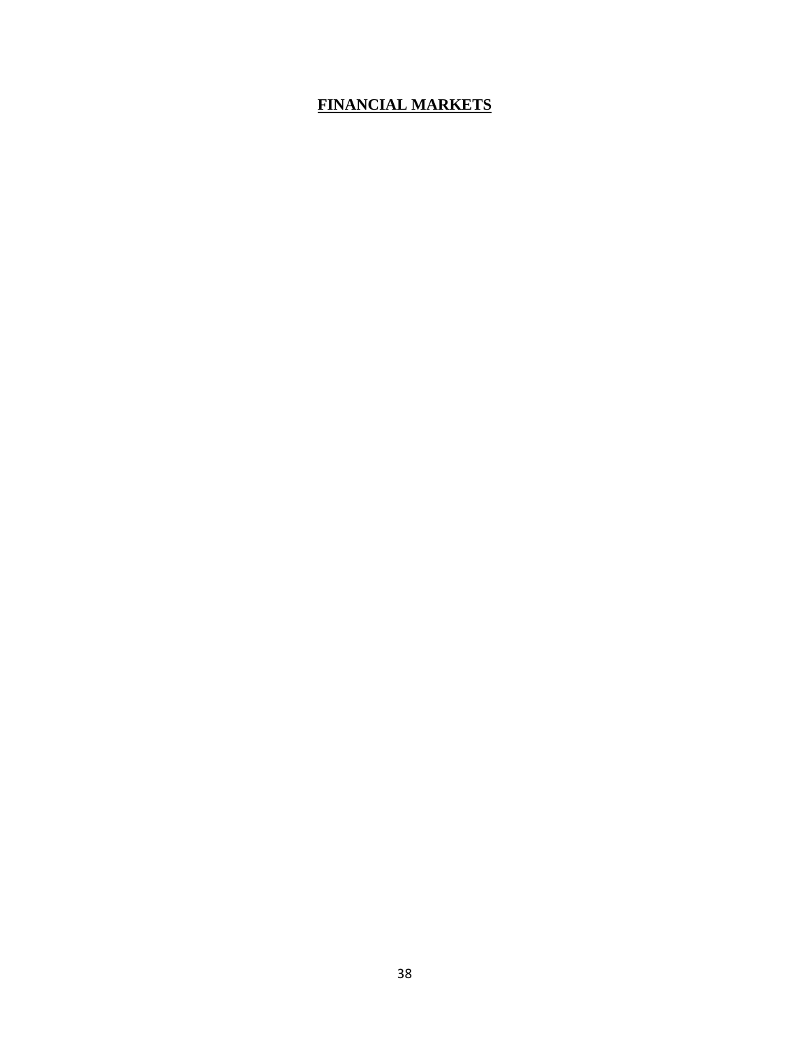# FINANCIAL MARKETS